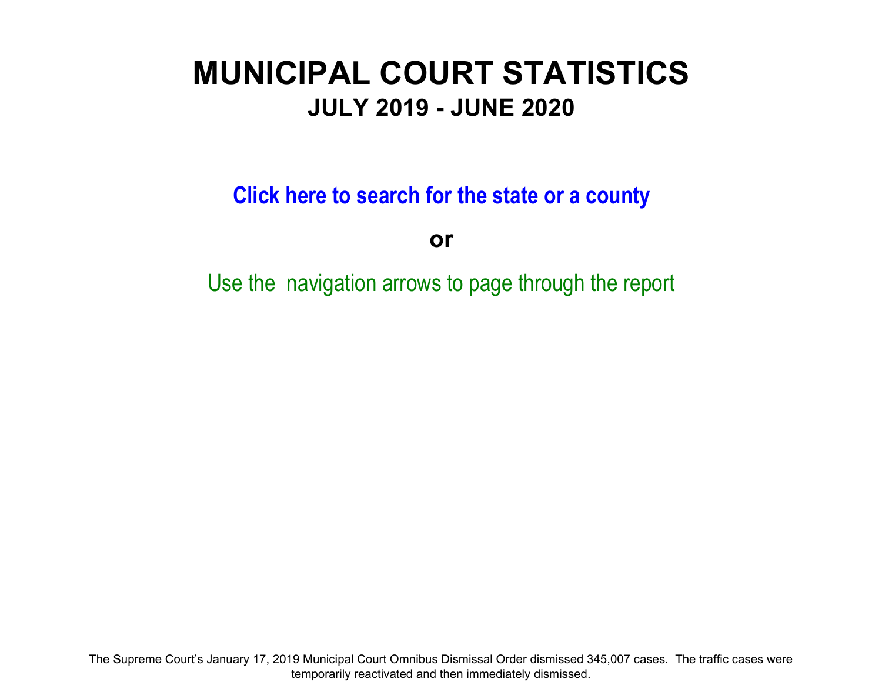# MUNICIPAL COURT STATISTICS

## JULY 2019 - JUNE 2020

**Click here to search for the state or a county**

**or**

Use the navigation arrows to page through the report

The Supreme Court's January 17, 2019 Municipal Court Omnibus Dismissal Order dismissed 345,007 cases. The traffic cases were temporarily reactivated and then immediately dismissed.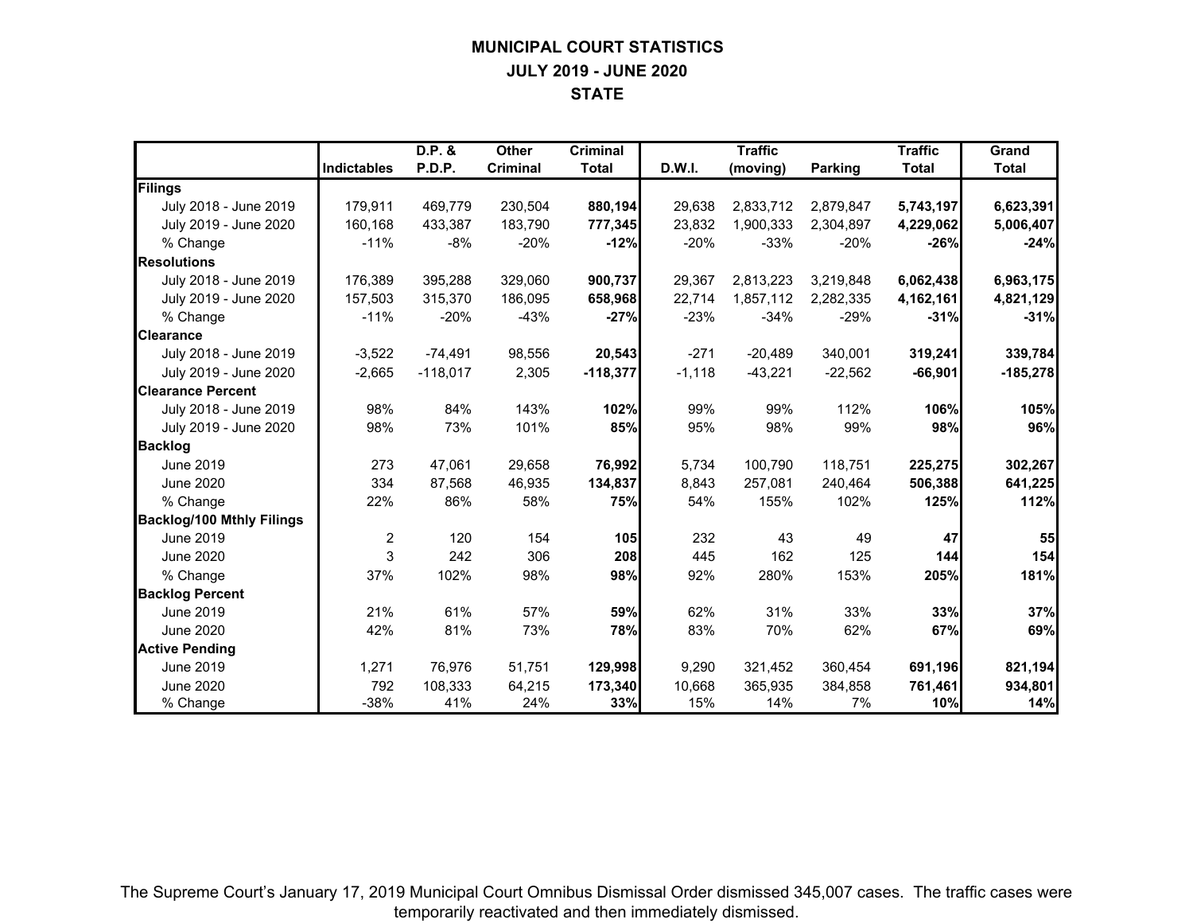# MUNICIPAL COURT STATISTICS
## JULY 2019 - JUNE 2020
## STATE

| | Indictables | D.P. & P.D.P. | Other Criminal | Criminal Total | D.W.I. | Traffic (moving) | Parking | Traffic Total | Grand Total |
|---|---|---|---|---|---|---|---|---|---|
| **Filings** | | | | | | | | | |
| July 2018 - June 2019 | 179,911 | 469,779 | 230,504 | **880,194** | 29,638 | 2,833,712 | 2,879,847 | **5,743,197** | **6,623,391** |
| July 2019 - June 2020 | 160,168 | 433,387 | 183,790 | **777,345** | 23,832 | 1,900,333 | 2,304,897 | **4,229,062** | **5,006,407** |
| % Change | -11% | -8% | -20% | **-12%** | -20% | -33% | -20% | **-26%** | **-24%** |
| **Resolutions** | | | | | | | | | |
| July 2018 - June 2019 | 176,389 | 395,288 | 329,060 | **900,737** | 29,367 | 2,813,223 | 3,219,848 | **6,062,438** | **6,963,175** |
| July 2019 - June 2020 | 157,503 | 315,370 | 186,095 | **658,968** | 22,714 | 1,857,112 | 2,282,335 | **4,162,161** | **4,821,129** |
| % Change | -11% | -20% | -43% | **-27%** | -23% | -34% | -29% | **-31%** | **-31%** |
| **Clearance** | | | | | | | | | |
| July 2018 - June 2019 | -3,522 | -74,491 | 98,556 | **20,543** | -271 | -20,489 | 340,001 | **319,241** | **339,784** |
| July 2019 - June 2020 | -2,665 | -118,017 | 2,305 | **-118,377** | -1,118 | -43,221 | -22,562 | **-66,901** | **-185,278** |
| **Clearance Percent** | | | | | | | | | |
| July 2018 - June 2019 | 98% | 84% | 143% | **102%** | 99% | 99% | 112% | **106%** | **105%** |
| July 2019 - June 2020 | 98% | 73% | 101% | **85%** | 95% | 98% | 99% | **98%** | **96%** |
| **Backlog** | | | | | | | | | |
| June 2019 | 273 | 47,061 | 29,658 | **76,992** | 5,734 | 100,790 | 118,751 | **225,275** | **302,267** |
| June 2020 | 334 | 87,568 | 46,935 | **134,837** | 8,843 | 257,081 | 240,464 | **506,388** | **641,225** |
| % Change | 22% | 86% | 58% | **75%** | 54% | 155% | 102% | **125%** | **112%** |
| **Backlog/100 Mthly Filings** | | | | | | | | | |
| June 2019 | 2 | 120 | 154 | **105** | 232 | 43 | 49 | **47** | **55** |
| June 2020 | 3 | 242 | 306 | **208** | 445 | 162 | 125 | **144** | **154** |
| % Change | 37% | 102% | 98% | **98%** | 92% | 280% | 153% | **205%** | **181%** |
| **Backlog Percent** | | | | | | | | | |
| June 2019 | 21% | 61% | 57% | **59%** | 62% | 31% | 33% | **33%** | **37%** |
| June 2020 | 42% | 81% | 73% | **78%** | 83% | 70% | 62% | **67%** | **69%** |
| **Active Pending** | | | | | | | | | |
| June 2019 | 1,271 | 76,976 | 51,751 | **129,998** | 9,290 | 321,452 | 360,454 | **691,196** | **821,194** |
| June 2020 | 792 | 108,333 | 64,215 | **173,340** | 10,668 | 365,935 | 384,858 | **761,461** | **934,801** |
| % Change | -38% | 41% | 24% | **33%** | 15% | 14% | 7% | **10%** | **14%** |

The Supreme Court's January 17, 2019 Municipal Court Omnibus Dismissal Order dismissed 345,007 cases. The traffic cases were temporarily reactivated and then immediately dismissed.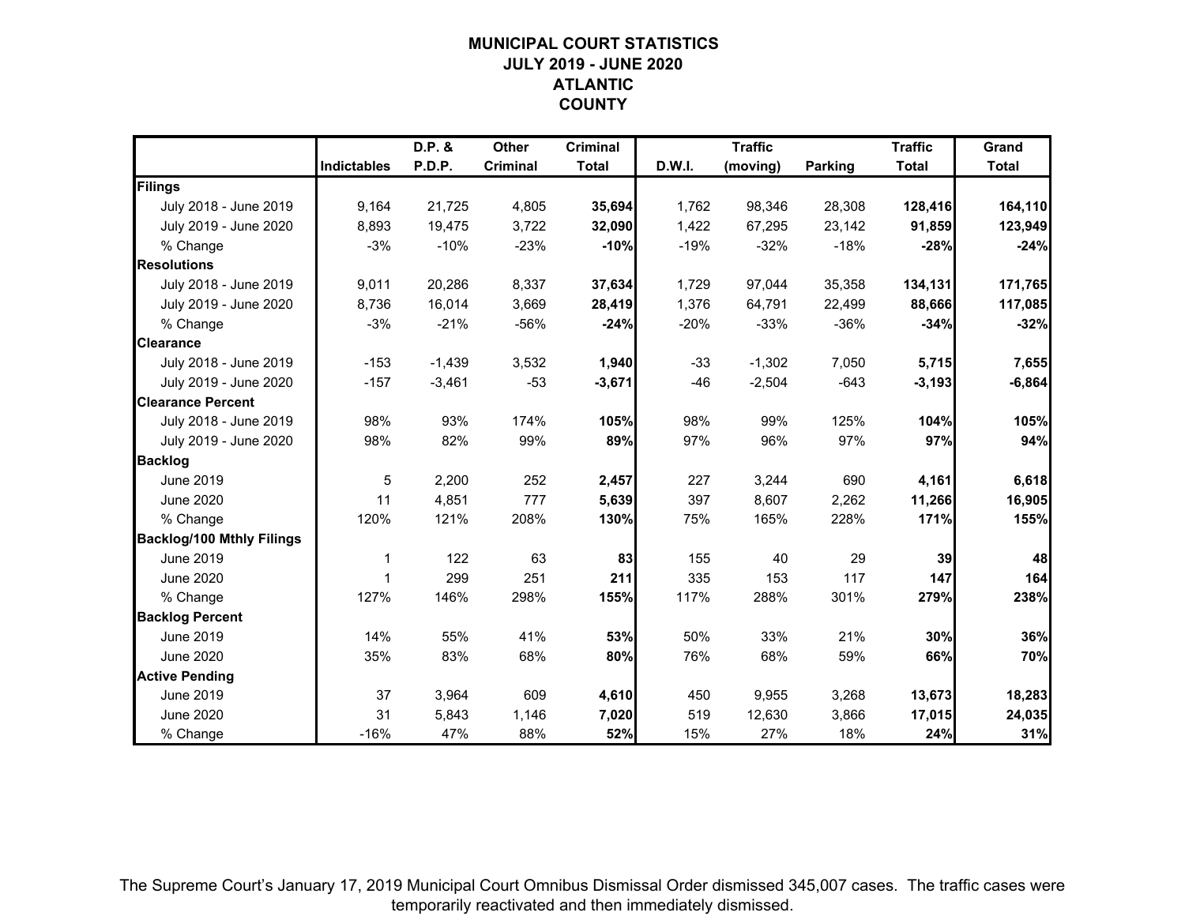# MUNICIPAL COURT STATISTICS
## JULY 2019 - JUNE 2020
## ATLANTIC
## COUNTY

| | Indictables | D.P. & P.D.P. | Other Criminal | Criminal Total | D.W.I. | Traffic (moving) | Parking | Traffic Total | Grand Total |
|---|---|---|---|---|---|---|---|---|---|
| **Filings** | | | | | | | | | |
| July 2018 - June 2019 | 9,164 | 21,725 | 4,805 | **35,694** | 1,762 | 98,346 | 28,308 | **128,416** | **164,110** |
| July 2019 - June 2020 | 8,893 | 19,475 | 3,722 | **32,090** | 1,422 | 67,295 | 23,142 | **91,859** | **123,949** |
| % Change | -3% | -10% | -23% | **-10%** | -19% | -32% | -18% | **-28%** | **-24%** |
| **Resolutions** | | | | | | | | | |
| July 2018 - June 2019 | 9,011 | 20,286 | 8,337 | **37,634** | 1,729 | 97,044 | 35,358 | **134,131** | **171,765** |
| July 2019 - June 2020 | 8,736 | 16,014 | 3,669 | **28,419** | 1,376 | 64,791 | 22,499 | **88,666** | **117,085** |
| % Change | -3% | -21% | -56% | **-24%** | -20% | -33% | -36% | **-34%** | **-32%** |
| **Clearance** | | | | | | | | | |
| July 2018 - June 2019 | -153 | -1,439 | 3,532 | **1,940** | -33 | -1,302 | 7,050 | **5,715** | **7,655** |
| July 2019 - June 2020 | -157 | -3,461 | -53 | **-3,671** | -46 | -2,504 | -643 | **-3,193** | **-6,864** |
| **Clearance Percent** | | | | | | | | | |
| July 2018 - June 2019 | 98% | 93% | 174% | **105%** | 98% | 99% | 125% | **104%** | **105%** |
| July 2019 - June 2020 | 98% | 82% | 99% | **89%** | 97% | 96% | 97% | **97%** | **94%** |
| **Backlog** | | | | | | | | | |
| June 2019 | 5 | 2,200 | 252 | **2,457** | 227 | 3,244 | 690 | **4,161** | **6,618** |
| June 2020 | 11 | 4,851 | 777 | **5,639** | 397 | 8,607 | 2,262 | **11,266** | **16,905** |
| % Change | 120% | 121% | 208% | **130%** | 75% | 165% | 228% | **171%** | **155%** |
| **Backlog/100 Mthly Filings** | | | | | | | | | |
| June 2019 | 1 | 122 | 63 | **83** | 155 | 40 | 29 | **39** | **48** |
| June 2020 | 1 | 299 | 251 | **211** | 335 | 153 | 117 | **147** | **164** |
| % Change | 127% | 146% | 298% | **155%** | 117% | 288% | 301% | **279%** | **238%** |
| **Backlog Percent** | | | | | | | | | |
| June 2019 | 14% | 55% | 41% | **53%** | 50% | 33% | 21% | **30%** | **36%** |
| June 2020 | 35% | 83% | 68% | **80%** | 76% | 68% | 59% | **66%** | **70%** |
| **Active Pending** | | | | | | | | | |
| June 2019 | 37 | 3,964 | 609 | **4,610** | 450 | 9,955 | 3,268 | **13,673** | **18,283** |
| June 2020 | 31 | 5,843 | 1,146 | **7,020** | 519 | 12,630 | 3,866 | **17,015** | **24,035** |
| % Change | -16% | 47% | 88% | **52%** | 15% | 27% | 18% | **24%** | **31%** |

The Supreme Court's January 17, 2019 Municipal Court Omnibus Dismissal Order dismissed 345,007 cases. The traffic cases were temporarily reactivated and then immediately dismissed.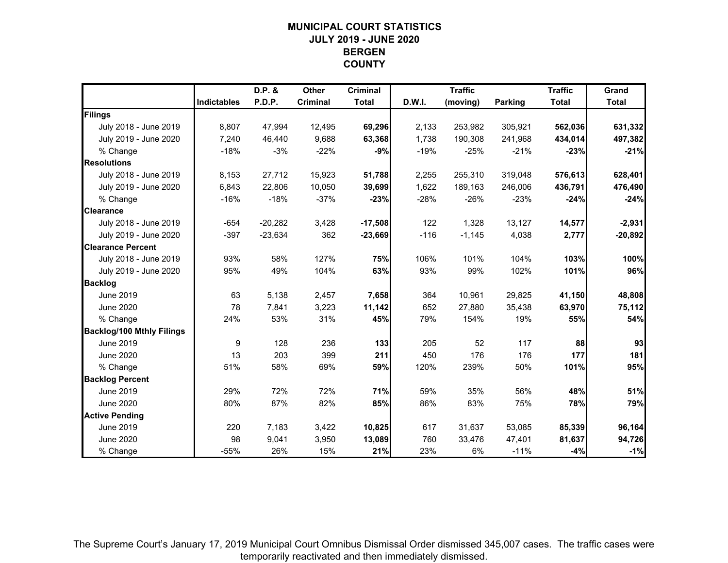# MUNICIPAL COURT STATISTICS
## JULY 2019 - JUNE 2020
## BERGEN COUNTY

| | Indictables | D.P. & P.D.P. | Other Criminal | Criminal Total | D.W.I. | Traffic (moving) | Parking | Traffic Total | Grand Total |
|---|---|---|---|---|---|---|---|---|---|
| **Filings** | | | | | | | | | |
| July 2018 - June 2019 | 8,807 | 47,994 | 12,495 | **69,296** | 2,133 | 253,982 | 305,921 | **562,036** | **631,332** |
| July 2019 - June 2020 | 7,240 | 46,440 | 9,688 | **63,368** | 1,738 | 190,308 | 241,968 | **434,014** | **497,382** |
| % Change | -18% | -3% | -22% | **-9%** | -19% | -25% | -21% | **-23%** | **-21%** |
| **Resolutions** | | | | | | | | | |
| July 2018 - June 2019 | 8,153 | 27,712 | 15,923 | **51,788** | 2,255 | 255,310 | 319,048 | **576,613** | **628,401** |
| July 2019 - June 2020 | 6,843 | 22,806 | 10,050 | **39,699** | 1,622 | 189,163 | 246,006 | **436,791** | **476,490** |
| % Change | -16% | -18% | -37% | **-23%** | -28% | -26% | -23% | **-24%** | **-24%** |
| **Clearance** | | | | | | | | | |
| July 2018 - June 2019 | -654 | -20,282 | 3,428 | **-17,508** | 122 | 1,328 | 13,127 | **14,577** | **-2,931** |
| July 2019 - June 2020 | -397 | -23,634 | 362 | **-23,669** | -116 | -1,145 | 4,038 | **2,777** | **-20,892** |
| **Clearance Percent** | | | | | | | | | |
| July 2018 - June 2019 | 93% | 58% | 127% | **75%** | 106% | 101% | 104% | **103%** | **100%** |
| July 2019 - June 2020 | 95% | 49% | 104% | **63%** | 93% | 99% | 102% | **101%** | **96%** |
| **Backlog** | | | | | | | | | |
| June 2019 | 63 | 5,138 | 2,457 | **7,658** | 364 | 10,961 | 29,825 | **41,150** | **48,808** |
| June 2020 | 78 | 7,841 | 3,223 | **11,142** | 652 | 27,880 | 35,438 | **63,970** | **75,112** |
| % Change | 24% | 53% | 31% | **45%** | 79% | 154% | 19% | **55%** | **54%** |
| **Backlog/100 Mthly Filings** | | | | | | | | | |
| June 2019 | 9 | 128 | 236 | **133** | 205 | 52 | 117 | **88** | **93** |
| June 2020 | 13 | 203 | 399 | **211** | 450 | 176 | 176 | **177** | **181** |
| % Change | 51% | 58% | 69% | **59%** | 120% | 239% | 50% | **101%** | **95%** |
| **Backlog Percent** | | | | | | | | | |
| June 2019 | 29% | 72% | 72% | **71%** | 59% | 35% | 56% | **48%** | **51%** |
| June 2020 | 80% | 87% | 82% | **85%** | 86% | 83% | 75% | **78%** | **79%** |
| **Active Pending** | | | | | | | | | |
| June 2019 | 220 | 7,183 | 3,422 | **10,825** | 617 | 31,637 | 53,085 | **85,339** | **96,164** |
| June 2020 | 98 | 9,041 | 3,950 | **13,089** | 760 | 33,476 | 47,401 | **81,637** | **94,726** |
| % Change | -55% | 26% | 15% | **21%** | 23% | 6% | -11% | **-4%** | **-1%** |

The Supreme Court's January 17, 2019 Municipal Court Omnibus Dismissal Order dismissed 345,007 cases. The traffic cases were temporarily reactivated and then immediately dismissed.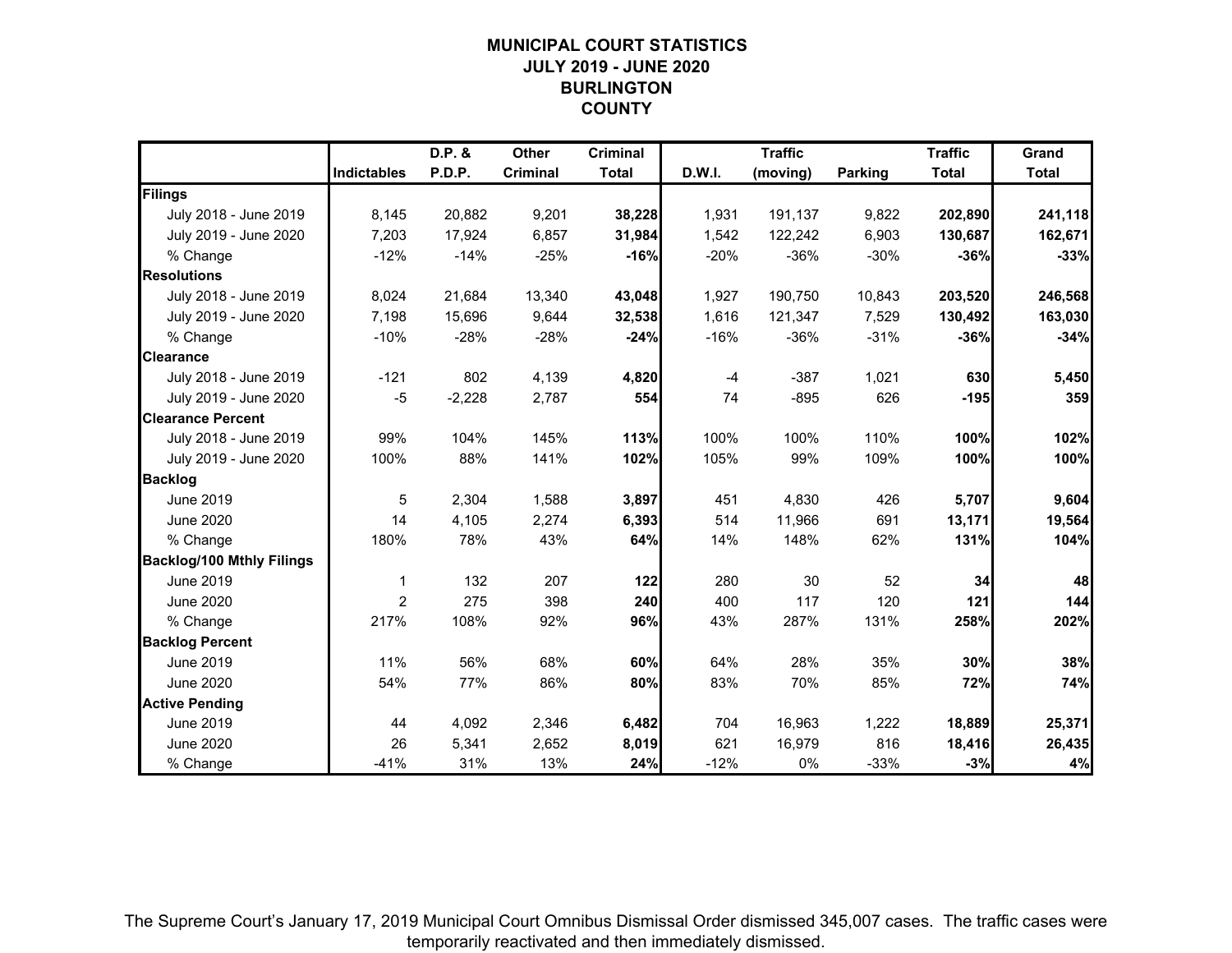# MUNICIPAL COURT STATISTICS
## JULY 2019 - JUNE 2020
## BURLINGTON COUNTY

| | Indictables | D.P. & P.D.P. | Other Criminal | Criminal Total | D.W.I. | Traffic (moving) | Parking | Traffic Total | Grand Total |
|---|---|---|---|---|---|---|---|---|---|
| **Filings** | | | | | | | | | |
| July 2018 - June 2019 | 8,145 | 20,882 | 9,201 | **38,228** | 1,931 | 191,137 | 9,822 | **202,890** | **241,118** |
| July 2019 - June 2020 | 7,203 | 17,924 | 6,857 | **31,984** | 1,542 | 122,242 | 6,903 | **130,687** | **162,671** |
| % Change | -12% | -14% | -25% | **-16%** | -20% | -36% | -30% | **-36%** | **-33%** |
| **Resolutions** | | | | | | | | | |
| July 2018 - June 2019 | 8,024 | 21,684 | 13,340 | **43,048** | 1,927 | 190,750 | 10,843 | **203,520** | **246,568** |
| July 2019 - June 2020 | 7,198 | 15,696 | 9,644 | **32,538** | 1,616 | 121,347 | 7,529 | **130,492** | **163,030** |
| % Change | -10% | -28% | -28% | **-24%** | -16% | -36% | -31% | **-36%** | **-34%** |
| **Clearance** | | | | | | | | | |
| July 2018 - June 2019 | -121 | 802 | 4,139 | **4,820** | -4 | -387 | 1,021 | **630** | **5,450** |
| July 2019 - June 2020 | -5 | -2,228 | 2,787 | **554** | 74 | -895 | 626 | **-195** | **359** |
| **Clearance Percent** | | | | | | | | | |
| July 2018 - June 2019 | 99% | 104% | 145% | **113%** | 100% | 100% | 110% | **100%** | **102%** |
| July 2019 - June 2020 | 100% | 88% | 141% | **102%** | 105% | 99% | 109% | **100%** | **100%** |
| **Backlog** | | | | | | | | | |
| June 2019 | 5 | 2,304 | 1,588 | **3,897** | 451 | 4,830 | 426 | **5,707** | **9,604** |
| June 2020 | 14 | 4,105 | 2,274 | **6,393** | 514 | 11,966 | 691 | **13,171** | **19,564** |
| % Change | 180% | 78% | 43% | **64%** | 14% | 148% | 62% | **131%** | **104%** |
| **Backlog/100 Mthly Filings** | | | | | | | | | |
| June 2019 | 1 | 132 | 207 | **122** | 280 | 30 | 52 | **34** | **48** |
| June 2020 | 2 | 275 | 398 | **240** | 400 | 117 | 120 | **121** | **144** |
| % Change | 217% | 108% | 92% | **96%** | 43% | 287% | 131% | **258%** | **202%** |
| **Backlog Percent** | | | | | | | | | |
| June 2019 | 11% | 56% | 68% | **60%** | 64% | 28% | 35% | **30%** | **38%** |
| June 2020 | 54% | 77% | 86% | **80%** | 83% | 70% | 85% | **72%** | **74%** |
| **Active Pending** | | | | | | | | | |
| June 2019 | 44 | 4,092 | 2,346 | **6,482** | 704 | 16,963 | 1,222 | **18,889** | **25,371** |
| June 2020 | 26 | 5,341 | 2,652 | **8,019** | 621 | 16,979 | 816 | **18,416** | **26,435** |
| % Change | -41% | 31% | 13% | **24%** | -12% | 0% | -33% | **-3%** | **4%** |

The Supreme Court's January 17, 2019 Municipal Court Omnibus Dismissal Order dismissed 345,007 cases. The traffic cases were temporarily reactivated and then immediately dismissed.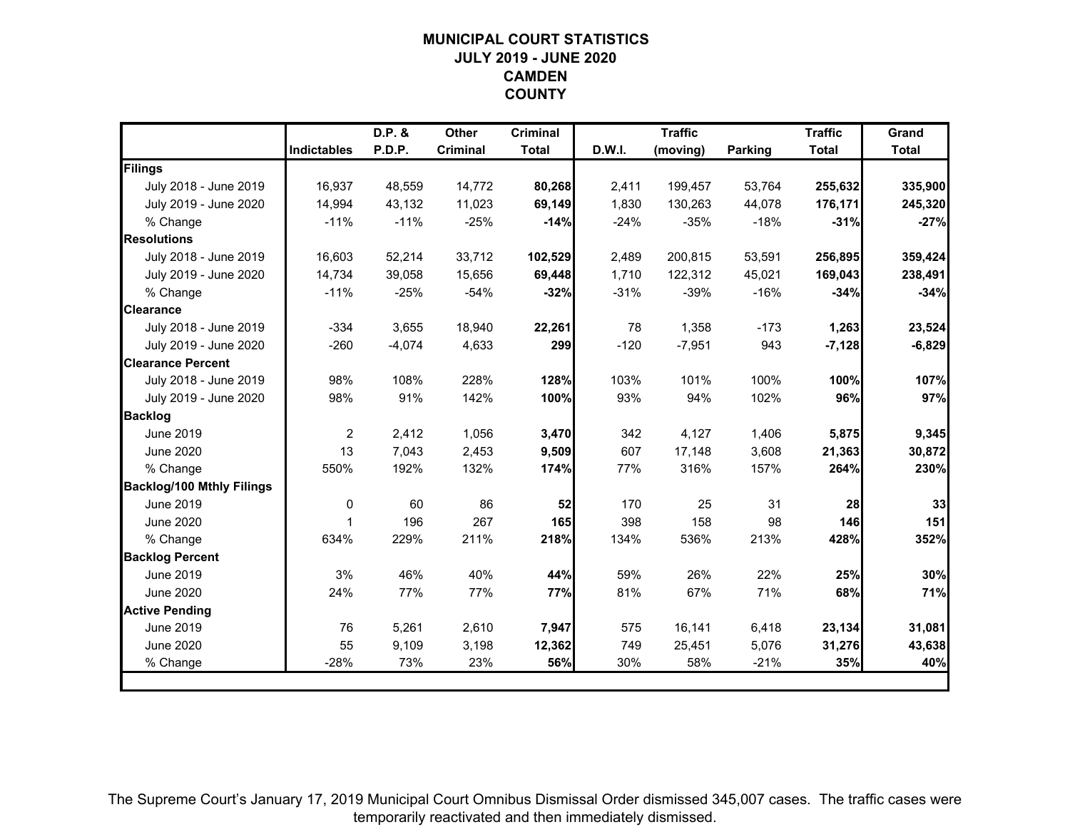# MUNICIPAL COURT STATISTICS
## JULY 2019 - JUNE 2020
## CAMDEN COUNTY

| | Indictables | D.P. & P.D.P. | Other Criminal | Criminal Total | D.W.I. | Traffic (moving) | Parking | Traffic Total | Grand Total |
|---|---|---|---|---|---|---|---|---|---|
| **Filings** | | | | | | | | | |
| July 2018 - June 2019 | 16,937 | 48,559 | 14,772 | **80,268** | 2,411 | 199,457 | 53,764 | **255,632** | **335,900** |
| July 2019 - June 2020 | 14,994 | 43,132 | 11,023 | **69,149** | 1,830 | 130,263 | 44,078 | **176,171** | **245,320** |
| % Change | -11% | -11% | -25% | **-14%** | -24% | -35% | -18% | **-31%** | **-27%** |
| **Resolutions** | | | | | | | | | |
| July 2018 - June 2019 | 16,603 | 52,214 | 33,712 | **102,529** | 2,489 | 200,815 | 53,591 | **256,895** | **359,424** |
| July 2019 - June 2020 | 14,734 | 39,058 | 15,656 | **69,448** | 1,710 | 122,312 | 45,021 | **169,043** | **238,491** |
| % Change | -11% | -25% | -54% | **-32%** | -31% | -39% | -16% | **-34%** | **-34%** |
| **Clearance** | | | | | | | | | |
| July 2018 - June 2019 | -334 | 3,655 | 18,940 | **22,261** | 78 | 1,358 | -173 | **1,263** | **23,524** |
| July 2019 - June 2020 | -260 | -4,074 | 4,633 | **299** | -120 | -7,951 | 943 | **-7,128** | **-6,829** |
| **Clearance Percent** | | | | | | | | | |
| July 2018 - June 2019 | 98% | 108% | 228% | **128%** | 103% | 101% | 100% | **100%** | **107%** |
| July 2019 - June 2020 | 98% | 91% | 142% | **100%** | 93% | 94% | 102% | **96%** | **97%** |
| **Backlog** | | | | | | | | | |
| June 2019 | 2 | 2,412 | 1,056 | **3,470** | 342 | 4,127 | 1,406 | **5,875** | **9,345** |
| June 2020 | 13 | 7,043 | 2,453 | **9,509** | 607 | 17,148 | 3,608 | **21,363** | **30,872** |
| % Change | 550% | 192% | 132% | **174%** | 77% | 316% | 157% | **264%** | **230%** |
| **Backlog/100 Mthly Filings** | | | | | | | | | |
| June 2019 | 0 | 60 | 86 | **52** | 170 | 25 | 31 | **28** | **33** |
| June 2020 | 1 | 196 | 267 | **165** | 398 | 158 | 98 | **146** | **151** |
| % Change | 634% | 229% | 211% | **218%** | 134% | 536% | 213% | **428%** | **352%** |
| **Backlog Percent** | | | | | | | | | |
| June 2019 | 3% | 46% | 40% | **44%** | 59% | 26% | 22% | **25%** | **30%** |
| June 2020 | 24% | 77% | 77% | **77%** | 81% | 67% | 71% | **68%** | **71%** |
| **Active Pending** | | | | | | | | | |
| June 2019 | 76 | 5,261 | 2,610 | **7,947** | 575 | 16,141 | 6,418 | **23,134** | **31,081** |
| June 2020 | 55 | 9,109 | 3,198 | **12,362** | 749 | 25,451 | 5,076 | **31,276** | **43,638** |
| % Change | -28% | 73% | 23% | **56%** | 30% | 58% | -21% | **35%** | **40%** |

The Supreme Court's January 17, 2019 Municipal Court Omnibus Dismissal Order dismissed 345,007 cases. The traffic cases were temporarily reactivated and then immediately dismissed.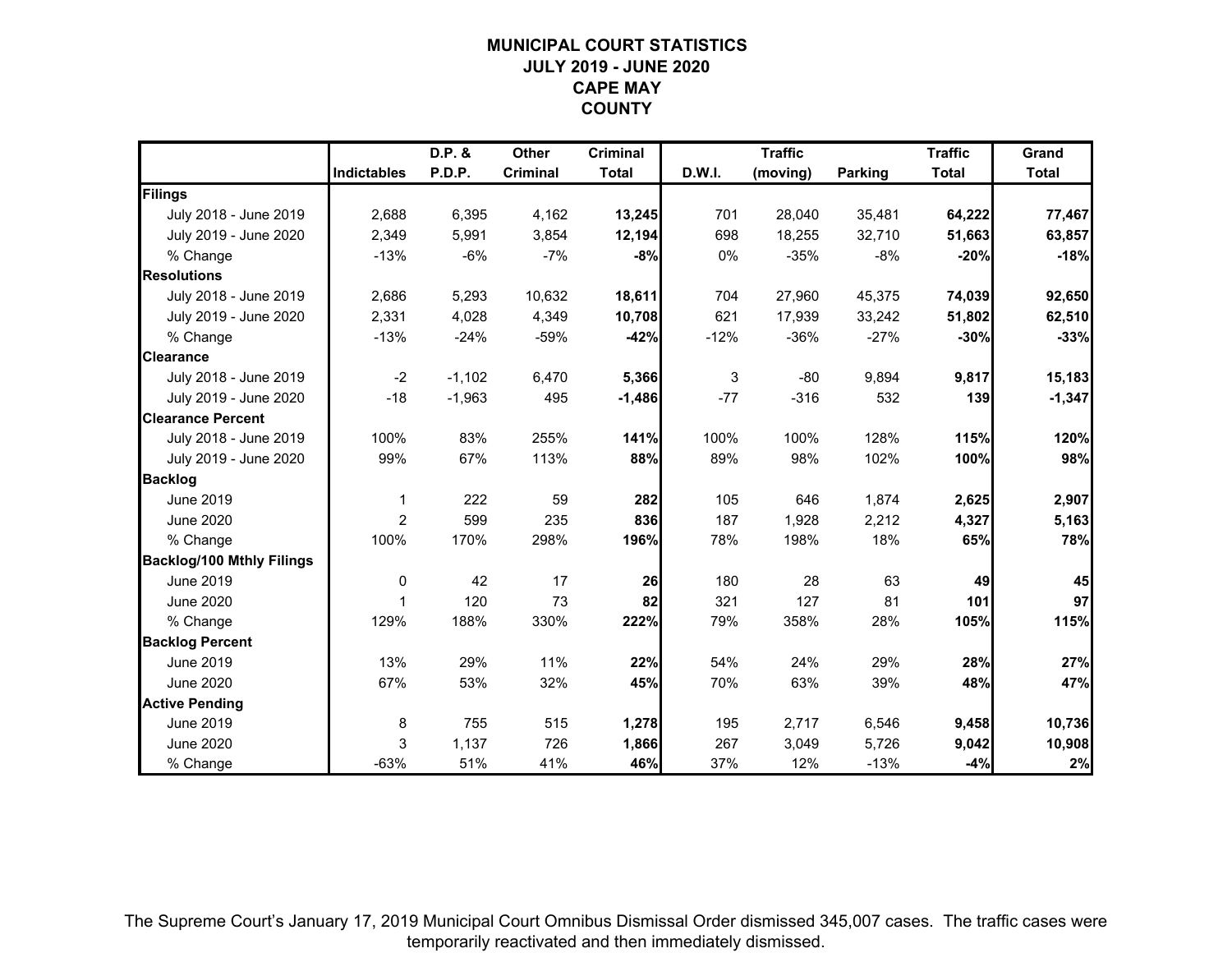# MUNICIPAL COURT STATISTICS
## JULY 2019 - JUNE 2020
## CAPE MAY COUNTY

| | Indictables | D.P. & P.D.P. | Other Criminal | Criminal Total | D.W.I. | Traffic (moving) | Parking | Traffic Total | Grand Total |
|---|---|---|---|---|---|---|---|---|---|
| **Filings** | | | | | | | | | |
| July 2018 - June 2019 | 2,688 | 6,395 | 4,162 | **13,245** | 701 | 28,040 | 35,481 | **64,222** | **77,467** |
| July 2019 - June 2020 | 2,349 | 5,991 | 3,854 | **12,194** | 698 | 18,255 | 32,710 | **51,663** | **63,857** |
| % Change | -13% | -6% | -7% | **-8%** | 0% | -35% | -8% | **-20%** | **-18%** |
| **Resolutions** | | | | | | | | | |
| July 2018 - June 2019 | 2,686 | 5,293 | 10,632 | **18,611** | 704 | 27,960 | 45,375 | **74,039** | **92,650** |
| July 2019 - June 2020 | 2,331 | 4,028 | 4,349 | **10,708** | 621 | 17,939 | 33,242 | **51,802** | **62,510** |
| % Change | -13% | -24% | -59% | **-42%** | -12% | -36% | -27% | **-30%** | **-33%** |
| **Clearance** | | | | | | | | | |
| July 2018 - June 2019 | -2 | -1,102 | 6,470 | **5,366** | 3 | -80 | 9,894 | **9,817** | **15,183** |
| July 2019 - June 2020 | -18 | -1,963 | 495 | **-1,486** | -77 | -316 | 532 | **139** | **-1,347** |
| **Clearance Percent** | | | | | | | | | |
| July 2018 - June 2019 | 100% | 83% | 255% | **141%** | 100% | 100% | 128% | **115%** | **120%** |
| July 2019 - June 2020 | 99% | 67% | 113% | **88%** | 89% | 98% | 102% | **100%** | **98%** |
| **Backlog** | | | | | | | | | |
| June 2019 | 1 | 222 | 59 | **282** | 105 | 646 | 1,874 | **2,625** | **2,907** |
| June 2020 | 2 | 599 | 235 | **836** | 187 | 1,928 | 2,212 | **4,327** | **5,163** |
| % Change | 100% | 170% | 298% | **196%** | 78% | 198% | 18% | **65%** | **78%** |
| **Backlog/100 Mthly Filings** | | | | | | | | | |
| June 2019 | 0 | 42 | 17 | **26** | 180 | 28 | 63 | **49** | **45** |
| June 2020 | 1 | 120 | 73 | **82** | 321 | 127 | 81 | **101** | **97** |
| % Change | 129% | 188% | 330% | **222%** | 79% | 358% | 28% | **105%** | **115%** |
| **Backlog Percent** | | | | | | | | | |
| June 2019 | 13% | 29% | 11% | **22%** | 54% | 24% | 29% | **28%** | **27%** |
| June 2020 | 67% | 53% | 32% | **45%** | 70% | 63% | 39% | **48%** | **47%** |
| **Active Pending** | | | | | | | | | |
| June 2019 | 8 | 755 | 515 | **1,278** | 195 | 2,717 | 6,546 | **9,458** | **10,736** |
| June 2020 | 3 | 1,137 | 726 | **1,866** | 267 | 3,049 | 5,726 | **9,042** | **10,908** |
| % Change | -63% | 51% | 41% | **46%** | 37% | 12% | -13% | **-4%** | **2%** |

The Supreme Court's January 17, 2019 Municipal Court Omnibus Dismissal Order dismissed 345,007 cases. The traffic cases were temporarily reactivated and then immediately dismissed.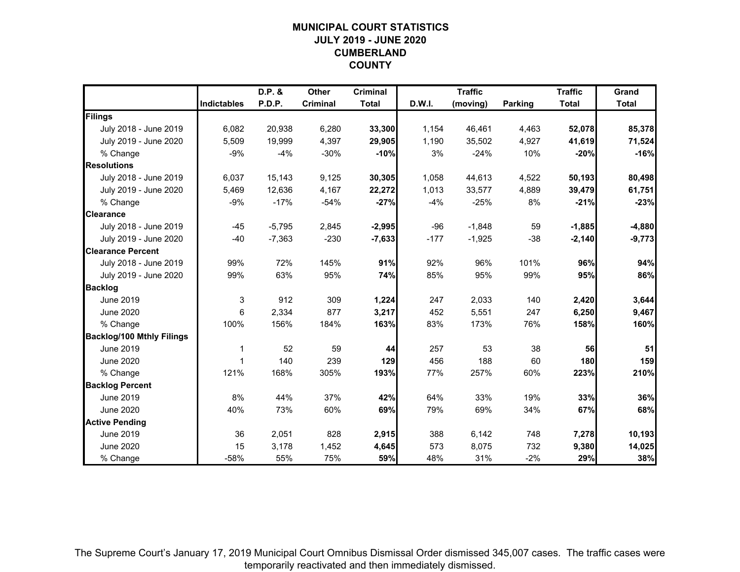# MUNICIPAL COURT STATISTICS
# JULY 2019 - JUNE 2020
# CUMBERLAND
# COUNTY

| | Indictables | D.P. & P.D.P. | Other Criminal | Criminal Total | D.W.I. | Traffic (moving) | Parking | Traffic Total | Grand Total |
|---|---|---|---|---|---|---|---|---|---|
| **Filings** | | | | | | | | | |
| July 2018 - June 2019 | 6,082 | 20,938 | 6,280 | **33,300** | 1,154 | 46,461 | 4,463 | **52,078** | **85,378** |
| July 2019 - June 2020 | 5,509 | 19,999 | 4,397 | **29,905** | 1,190 | 35,502 | 4,927 | **41,619** | **71,524** |
| % Change | -9% | -4% | -30% | **-10%** | 3% | -24% | 10% | **-20%** | **-16%** |
| **Resolutions** | | | | | | | | | |
| July 2018 - June 2019 | 6,037 | 15,143 | 9,125 | **30,305** | 1,058 | 44,613 | 4,522 | **50,193** | **80,498** |
| July 2019 - June 2020 | 5,469 | 12,636 | 4,167 | **22,272** | 1,013 | 33,577 | 4,889 | **39,479** | **61,751** |
| % Change | -9% | -17% | -54% | **-27%** | -4% | -25% | 8% | **-21%** | **-23%** |
| **Clearance** | | | | | | | | | |
| July 2018 - June 2019 | -45 | -5,795 | 2,845 | **-2,995** | -96 | -1,848 | 59 | **-1,885** | **-4,880** |
| July 2019 - June 2020 | -40 | -7,363 | -230 | **-7,633** | -177 | -1,925 | -38 | **-2,140** | **-9,773** |
| **Clearance Percent** | | | | | | | | | |
| July 2018 - June 2019 | 99% | 72% | 145% | **91%** | 92% | 96% | 101% | **96%** | **94%** |
| July 2019 - June 2020 | 99% | 63% | 95% | **74%** | 85% | 95% | 99% | **95%** | **86%** |
| **Backlog** | | | | | | | | | |
| June 2019 | 3 | 912 | 309 | **1,224** | 247 | 2,033 | 140 | **2,420** | **3,644** |
| June 2020 | 6 | 2,334 | 877 | **3,217** | 452 | 5,551 | 247 | **6,250** | **9,467** |
| % Change | 100% | 156% | 184% | **163%** | 83% | 173% | 76% | **158%** | **160%** |
| **Backlog/100 Mthly Filings** | | | | | | | | | |
| June 2019 | 1 | 52 | 59 | **44** | 257 | 53 | 38 | **56** | **51** |
| June 2020 | 1 | 140 | 239 | **129** | 456 | 188 | 60 | **180** | **159** |
| % Change | 121% | 168% | 305% | **193%** | 77% | 257% | 60% | **223%** | **210%** |
| **Backlog Percent** | | | | | | | | | |
| June 2019 | 8% | 44% | 37% | **42%** | 64% | 33% | 19% | **33%** | **36%** |
| June 2020 | 40% | 73% | 60% | **69%** | 79% | 69% | 34% | **67%** | **68%** |
| **Active Pending** | | | | | | | | | |
| June 2019 | 36 | 2,051 | 828 | **2,915** | 388 | 6,142 | 748 | **7,278** | **10,193** |
| June 2020 | 15 | 3,178 | 1,452 | **4,645** | 573 | 8,075 | 732 | **9,380** | **14,025** |
| % Change | -58% | 55% | 75% | **59%** | 48% | 31% | -2% | **29%** | **38%** |

The Supreme Court's January 17, 2019 Municipal Court Omnibus Dismissal Order dismissed 345,007 cases. The traffic cases were temporarily reactivated and then immediately dismissed.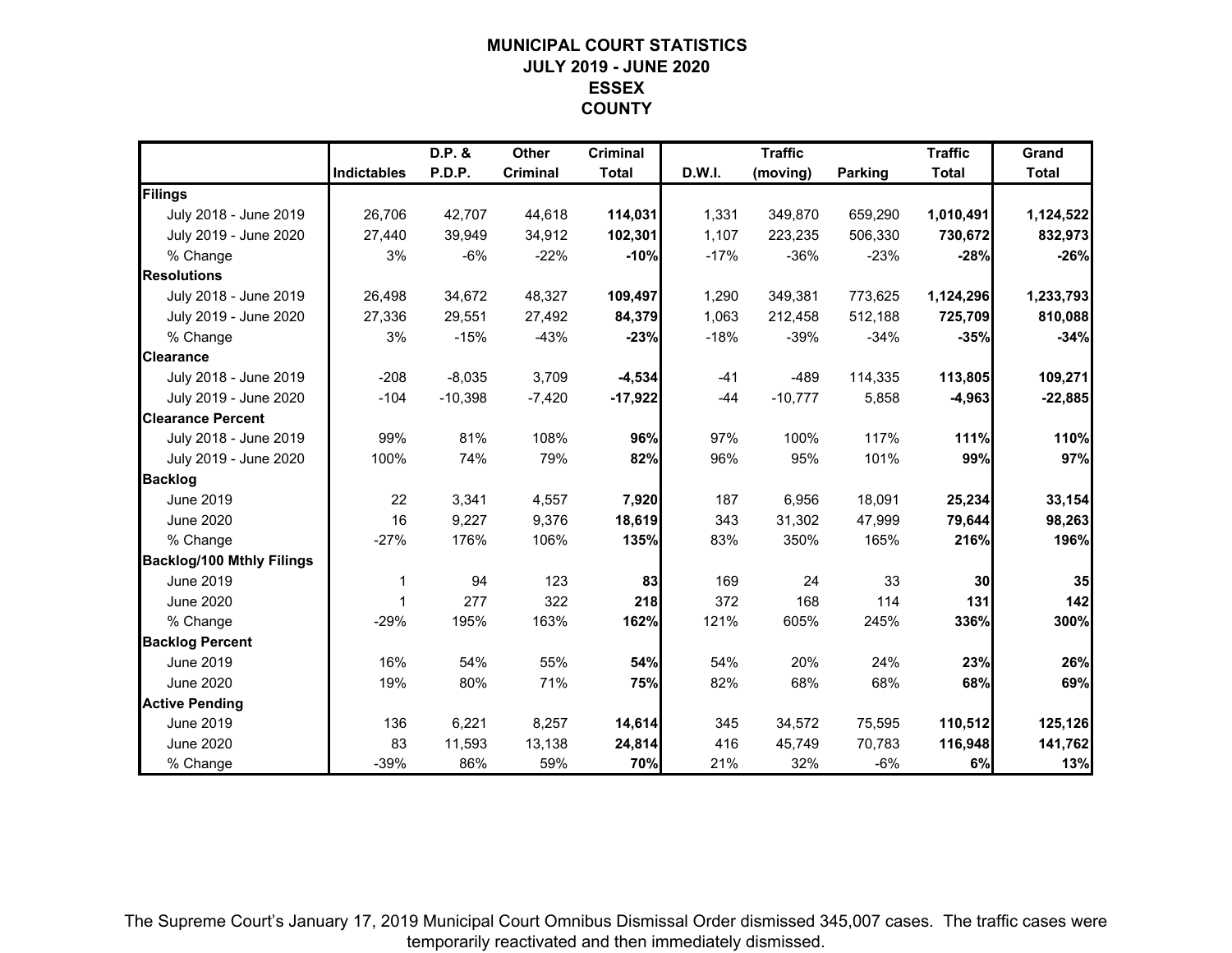# MUNICIPAL COURT STATISTICS
## JULY 2019 - JUNE 2020
## ESSEX COUNTY

| | Indictables | D.P. & P.D.P. | Other Criminal | Criminal Total | D.W.I. | Traffic (moving) | Parking | Traffic Total | Grand Total |
|---|---|---|---|---|---|---|---|---|---|
| **Filings** | | | | | | | | | |
| July 2018 - June 2019 | 26,706 | 42,707 | 44,618 | **114,031** | 1,331 | 349,870 | 659,290 | **1,010,491** | **1,124,522** |
| July 2019 - June 2020 | 27,440 | 39,949 | 34,912 | **102,301** | 1,107 | 223,235 | 506,330 | **730,672** | **832,973** |
| % Change | 3% | -6% | -22% | **-10%** | -17% | -36% | -23% | **-28%** | **-26%** |
| **Resolutions** | | | | | | | | | |
| July 2018 - June 2019 | 26,498 | 34,672 | 48,327 | **109,497** | 1,290 | 349,381 | 773,625 | **1,124,296** | **1,233,793** |
| July 2019 - June 2020 | 27,336 | 29,551 | 27,492 | **84,379** | 1,063 | 212,458 | 512,188 | **725,709** | **810,088** |
| % Change | 3% | -15% | -43% | **-23%** | -18% | -39% | -34% | **-35%** | **-34%** |
| **Clearance** | | | | | | | | | |
| July 2018 - June 2019 | -208 | -8,035 | 3,709 | **-4,534** | -41 | -489 | 114,335 | **113,805** | **109,271** |
| July 2019 - June 2020 | -104 | -10,398 | -7,420 | **-17,922** | -44 | -10,777 | 5,858 | **-4,963** | **-22,885** |
| **Clearance Percent** | | | | | | | | | |
| July 2018 - June 2019 | 99% | 81% | 108% | **96%** | 97% | 100% | 117% | **111%** | **110%** |
| July 2019 - June 2020 | 100% | 74% | 79% | **82%** | 96% | 95% | 101% | **99%** | **97%** |
| **Backlog** | | | | | | | | | |
| June 2019 | 22 | 3,341 | 4,557 | **7,920** | 187 | 6,956 | 18,091 | **25,234** | **33,154** |
| June 2020 | 16 | 9,227 | 9,376 | **18,619** | 343 | 31,302 | 47,999 | **79,644** | **98,263** |
| % Change | -27% | 176% | 106% | **135%** | 83% | 350% | 165% | **216%** | **196%** |
| **Backlog/100 Mthly Filings** | | | | | | | | | |
| June 2019 | 1 | 94 | 123 | **83** | 169 | 24 | 33 | **30** | **35** |
| June 2020 | 1 | 277 | 322 | **218** | 372 | 168 | 114 | **131** | **142** |
| % Change | -29% | 195% | 163% | **162%** | 121% | 605% | 245% | **336%** | **300%** |
| **Backlog Percent** | | | | | | | | | |
| June 2019 | 16% | 54% | 55% | **54%** | 54% | 20% | 24% | **23%** | **26%** |
| June 2020 | 19% | 80% | 71% | **75%** | 82% | 68% | 68% | **68%** | **69%** |
| **Active Pending** | | | | | | | | | |
| June 2019 | 136 | 6,221 | 8,257 | **14,614** | 345 | 34,572 | 75,595 | **110,512** | **125,126** |
| June 2020 | 83 | 11,593 | 13,138 | **24,814** | 416 | 45,749 | 70,783 | **116,948** | **141,762** |
| % Change | -39% | 86% | 59% | **70%** | 21% | 32% | -6% | **6%** | **13%** |

The Supreme Court's January 17, 2019 Municipal Court Omnibus Dismissal Order dismissed 345,007 cases. The traffic cases were temporarily reactivated and then immediately dismissed.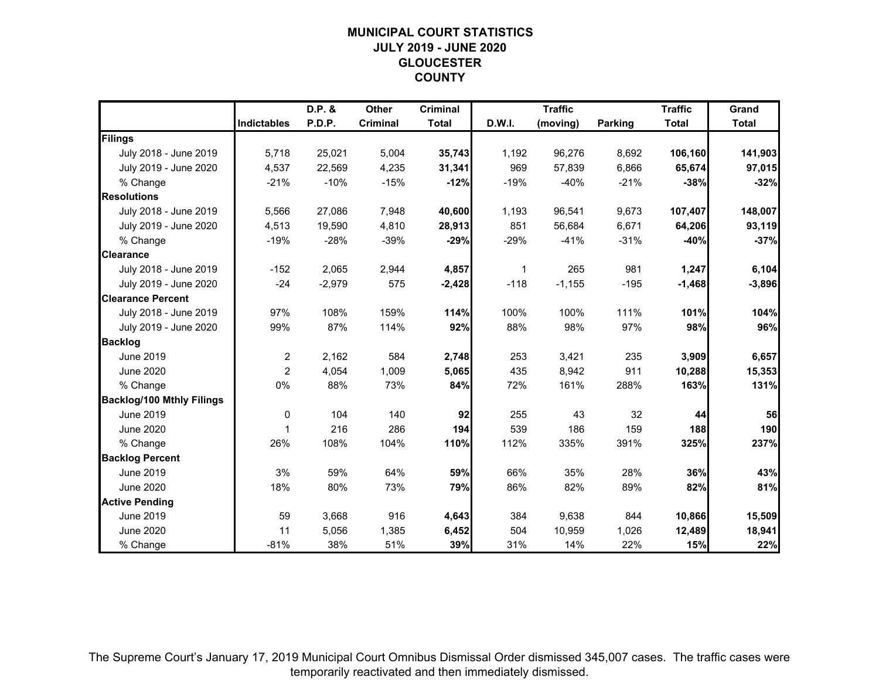# MUNICIPAL COURT STATISTICS
## JULY 2019 - JUNE 2020
## GLOUCESTER COUNTY

| | Indictables | D.P. & P.D.P. | Other Criminal | Criminal Total | D.W.I. | Traffic (moving) | Parking | Traffic Total | Grand Total |
|---|---|---|---|---|---|---|---|---|---|
| **Filings** | | | | | | | | | |
| July 2018 - June 2019 | 5,718 | 25,021 | 5,004 | **35,743** | 1,192 | 96,276 | 8,692 | **106,160** | **141,903** |
| July 2019 - June 2020 | 4,537 | 22,569 | 4,235 | **31,341** | 969 | 57,839 | 6,866 | **65,674** | **97,015** |
| % Change | -21% | -10% | -15% | **-12%** | -19% | -40% | -21% | **-38%** | **-32%** |
| **Resolutions** | | | | | | | | | |
| July 2018 - June 2019 | 5,566 | 27,086 | 7,948 | **40,600** | 1,193 | 96,541 | 9,673 | **107,407** | **148,007** |
| July 2019 - June 2020 | 4,513 | 19,590 | 4,810 | **28,913** | 851 | 56,684 | 6,671 | **64,206** | **93,119** |
| % Change | -19% | -28% | -39% | **-29%** | -29% | -41% | -31% | **-40%** | **-37%** |
| **Clearance** | | | | | | | | | |
| July 2018 - June 2019 | -152 | 2,065 | 2,944 | **4,857** | 1 | 265 | 981 | **1,247** | **6,104** |
| July 2019 - June 2020 | -24 | -2,979 | 575 | **-2,428** | -118 | -1,155 | -195 | **-1,468** | **-3,896** |
| **Clearance Percent** | | | | | | | | | |
| July 2018 - June 2019 | 97% | 108% | 159% | **114%** | 100% | 100% | 111% | **101%** | **104%** |
| July 2019 - June 2020 | 99% | 87% | 114% | **92%** | 88% | 98% | 97% | **98%** | **96%** |
| **Backlog** | | | | | | | | | |
| June 2019 | 2 | 2,162 | 584 | **2,748** | 253 | 3,421 | 235 | **3,909** | **6,657** |
| June 2020 | 2 | 4,054 | 1,009 | **5,065** | 435 | 8,942 | 911 | **10,288** | **15,353** |
| % Change | 0% | 88% | 73% | **84%** | 72% | 161% | 288% | **163%** | **131%** |
| **Backlog/100 Mthly Filings** | | | | | | | | | |
| June 2019 | 0 | 104 | 140 | **92** | 255 | 43 | 32 | **44** | **56** |
| June 2020 | 1 | 216 | 286 | **194** | 539 | 186 | 159 | **188** | **190** |
| % Change | 26% | 108% | 104% | **110%** | 112% | 335% | 391% | **325%** | **237%** |
| **Backlog Percent** | | | | | | | | | |
| June 2019 | 3% | 59% | 64% | **59%** | 66% | 35% | 28% | **36%** | **43%** |
| June 2020 | 18% | 80% | 73% | **79%** | 86% | 82% | 89% | **82%** | **81%** |
| **Active Pending** | | | | | | | | | |
| June 2019 | 59 | 3,668 | 916 | **4,643** | 384 | 9,638 | 844 | **10,866** | **15,509** |
| June 2020 | 11 | 5,056 | 1,385 | **6,452** | 504 | 10,959 | 1,026 | **12,489** | **18,941** |
| % Change | -81% | 38% | 51% | **39%** | 31% | 14% | 22% | **15%** | **22%** |

The Supreme Court's January 17, 2019 Municipal Court Omnibus Dismissal Order dismissed 345,007 cases. The traffic cases were temporarily reactivated and then immediately dismissed.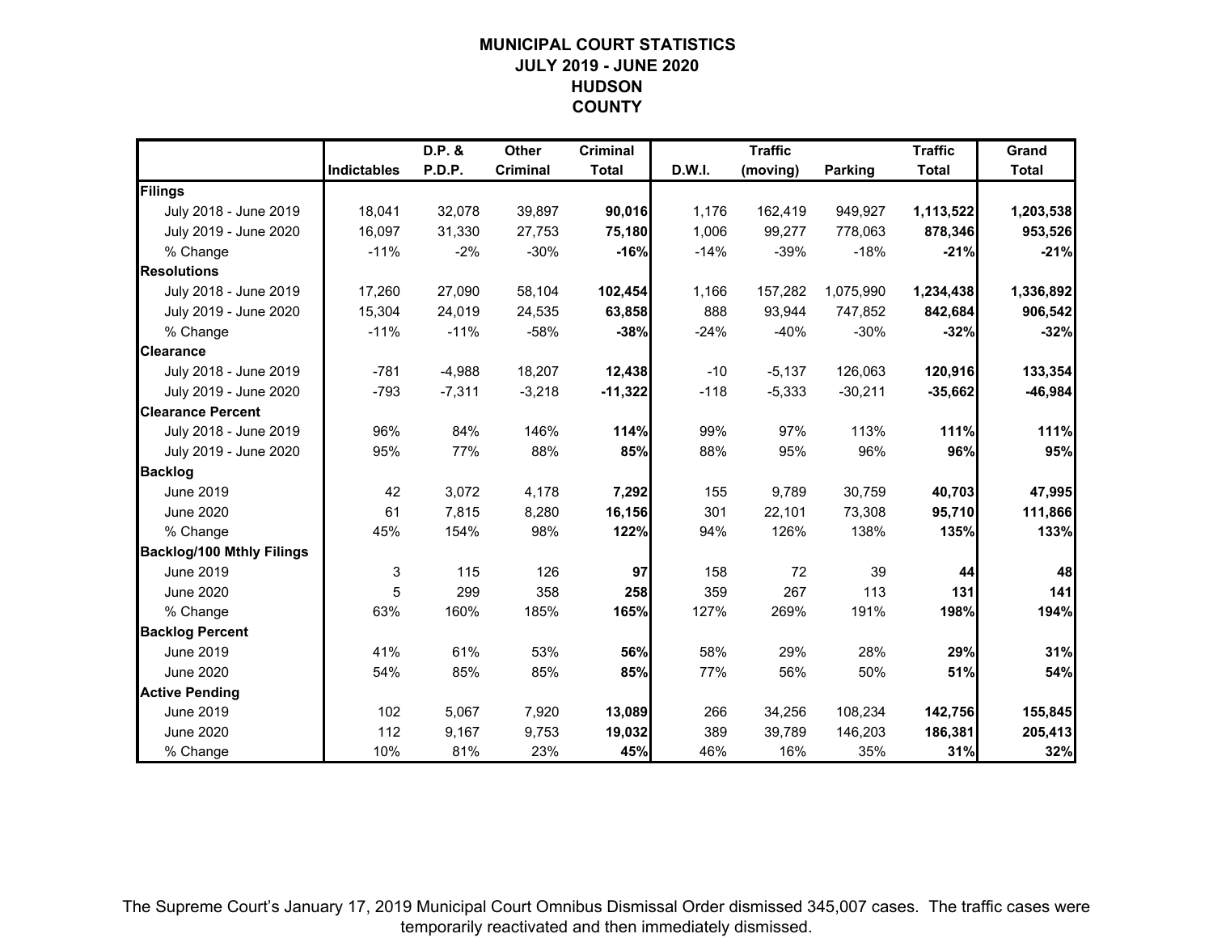# MUNICIPAL COURT STATISTICS
## JULY 2019 - JUNE 2020
## HUDSON COUNTY

| | Indictables | D.P. & P.D.P. | Other Criminal | Criminal Total | D.W.I. | Traffic (moving) | Parking | Traffic Total | Grand Total |
|---|---|---|---|---|---|---|---|---|---|
| **Filings** | | | | | | | | | |
| July 2018 - June 2019 | 18,041 | 32,078 | 39,897 | **90,016** | 1,176 | 162,419 | 949,927 | **1,113,522** | **1,203,538** |
| July 2019 - June 2020 | 16,097 | 31,330 | 27,753 | **75,180** | 1,006 | 99,277 | 778,063 | **878,346** | **953,526** |
| % Change | -11% | -2% | -30% | **-16%** | -14% | -39% | -18% | **-21%** | **-21%** |
| **Resolutions** | | | | | | | | | |
| July 2018 - June 2019 | 17,260 | 27,090 | 58,104 | **102,454** | 1,166 | 157,282 | 1,075,990 | **1,234,438** | **1,336,892** |
| July 2019 - June 2020 | 15,304 | 24,019 | 24,535 | **63,858** | 888 | 93,944 | 747,852 | **842,684** | **906,542** |
| % Change | -11% | -11% | -58% | **-38%** | -24% | -40% | -30% | **-32%** | **-32%** |
| **Clearance** | | | | | | | | | |
| July 2018 - June 2019 | -781 | -4,988 | 18,207 | **12,438** | -10 | -5,137 | 126,063 | **120,916** | **133,354** |
| July 2019 - June 2020 | -793 | -7,311 | -3,218 | **-11,322** | -118 | -5,333 | -30,211 | **-35,662** | **-46,984** |
| **Clearance Percent** | | | | | | | | | |
| July 2018 - June 2019 | 96% | 84% | 146% | **114%** | 99% | 97% | 113% | **111%** | **111%** |
| July 2019 - June 2020 | 95% | 77% | 88% | **85%** | 88% | 95% | 96% | **96%** | **95%** |
| **Backlog** | | | | | | | | | |
| June 2019 | 42 | 3,072 | 4,178 | **7,292** | 155 | 9,789 | 30,759 | **40,703** | **47,995** |
| June 2020 | 61 | 7,815 | 8,280 | **16,156** | 301 | 22,101 | 73,308 | **95,710** | **111,866** |
| % Change | 45% | 154% | 98% | **122%** | 94% | 126% | 138% | **135%** | **133%** |
| **Backlog/100 Mthly Filings** | | | | | | | | | |
| June 2019 | 3 | 115 | 126 | **97** | 158 | 72 | 39 | **44** | **48** |
| June 2020 | 5 | 299 | 358 | **258** | 359 | 267 | 113 | **131** | **141** |
| % Change | 63% | 160% | 185% | **165%** | 127% | 269% | 191% | **198%** | **194%** |
| **Backlog Percent** | | | | | | | | | |
| June 2019 | 41% | 61% | 53% | **56%** | 58% | 29% | 28% | **29%** | **31%** |
| June 2020 | 54% | 85% | 85% | **85%** | 77% | 56% | 50% | **51%** | **54%** |
| **Active Pending** | | | | | | | | | |
| June 2019 | 102 | 5,067 | 7,920 | **13,089** | 266 | 34,256 | 108,234 | **142,756** | **155,845** |
| June 2020 | 112 | 9,167 | 9,753 | **19,032** | 389 | 39,789 | 146,203 | **186,381** | **205,413** |
| % Change | 10% | 81% | 23% | **45%** | 46% | 16% | 35% | **31%** | **32%** |

The Supreme Court's January 17, 2019 Municipal Court Omnibus Dismissal Order dismissed 345,007 cases. The traffic cases were temporarily reactivated and then immediately dismissed.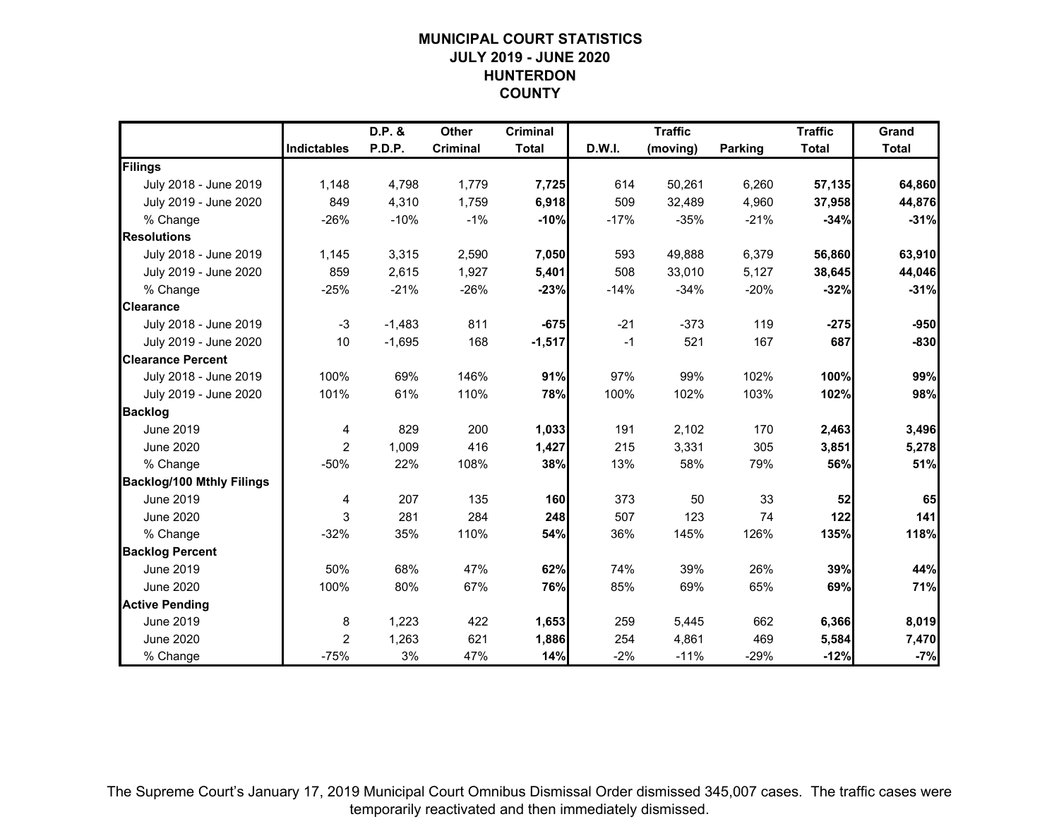# MUNICIPAL COURT STATISTICS
## JULY 2019 - JUNE 2020
## HUNTERDON COUNTY

| | Indictables | D.P. & P.D.P. | Other Criminal | Criminal Total | D.W.I. | Traffic (moving) | Parking | Traffic Total | Grand Total |
|---|---|---|---|---|---|---|---|---|---|
| **Filings** | | | | | | | | | |
| July 2018 - June 2019 | 1,148 | 4,798 | 1,779 | **7,725** | 614 | 50,261 | 6,260 | **57,135** | **64,860** |
| July 2019 - June 2020 | 849 | 4,310 | 1,759 | **6,918** | 509 | 32,489 | 4,960 | **37,958** | **44,876** |
| % Change | -26% | -10% | -1% | **-10%** | -17% | -35% | -21% | **-34%** | **-31%** |
| **Resolutions** | | | | | | | | | |
| July 2018 - June 2019 | 1,145 | 3,315 | 2,590 | **7,050** | 593 | 49,888 | 6,379 | **56,860** | **63,910** |
| July 2019 - June 2020 | 859 | 2,615 | 1,927 | **5,401** | 508 | 33,010 | 5,127 | **38,645** | **44,046** |
| % Change | -25% | -21% | -26% | **-23%** | -14% | -34% | -20% | **-32%** | **-31%** |
| **Clearance** | | | | | | | | | |
| July 2018 - June 2019 | -3 | -1,483 | 811 | **-675** | -21 | -373 | 119 | **-275** | **-950** |
| July 2019 - June 2020 | 10 | -1,695 | 168 | **-1,517** | -1 | 521 | 167 | **687** | **-830** |
| **Clearance Percent** | | | | | | | | | |
| July 2018 - June 2019 | 100% | 69% | 146% | **91%** | 97% | 99% | 102% | **100%** | **99%** |
| July 2019 - June 2020 | 101% | 61% | 110% | **78%** | 100% | 102% | 103% | **102%** | **98%** |
| **Backlog** | | | | | | | | | |
| June 2019 | 4 | 829 | 200 | **1,033** | 191 | 2,102 | 170 | **2,463** | **3,496** |
| June 2020 | 2 | 1,009 | 416 | **1,427** | 215 | 3,331 | 305 | **3,851** | **5,278** |
| % Change | -50% | 22% | 108% | **38%** | 13% | 58% | 79% | **56%** | **51%** |
| **Backlog/100 Mthly Filings** | | | | | | | | | |
| June 2019 | 4 | 207 | 135 | **160** | 373 | 50 | 33 | **52** | **65** |
| June 2020 | 3 | 281 | 284 | **248** | 507 | 123 | 74 | **122** | **141** |
| % Change | -32% | 35% | 110% | **54%** | 36% | 145% | 126% | **135%** | **118%** |
| **Backlog Percent** | | | | | | | | | |
| June 2019 | 50% | 68% | 47% | **62%** | 74% | 39% | 26% | **39%** | **44%** |
| June 2020 | 100% | 80% | 67% | **76%** | 85% | 69% | 65% | **69%** | **71%** |
| **Active Pending** | | | | | | | | | |
| June 2019 | 8 | 1,223 | 422 | **1,653** | 259 | 5,445 | 662 | **6,366** | **8,019** |
| June 2020 | 2 | 1,263 | 621 | **1,886** | 254 | 4,861 | 469 | **5,584** | **7,470** |
| % Change | -75% | 3% | 47% | **14%** | -2% | -11% | -29% | **-12%** | **-7%** |

The Supreme Court's January 17, 2019 Municipal Court Omnibus Dismissal Order dismissed 345,007 cases. The traffic cases were temporarily reactivated and then immediately dismissed.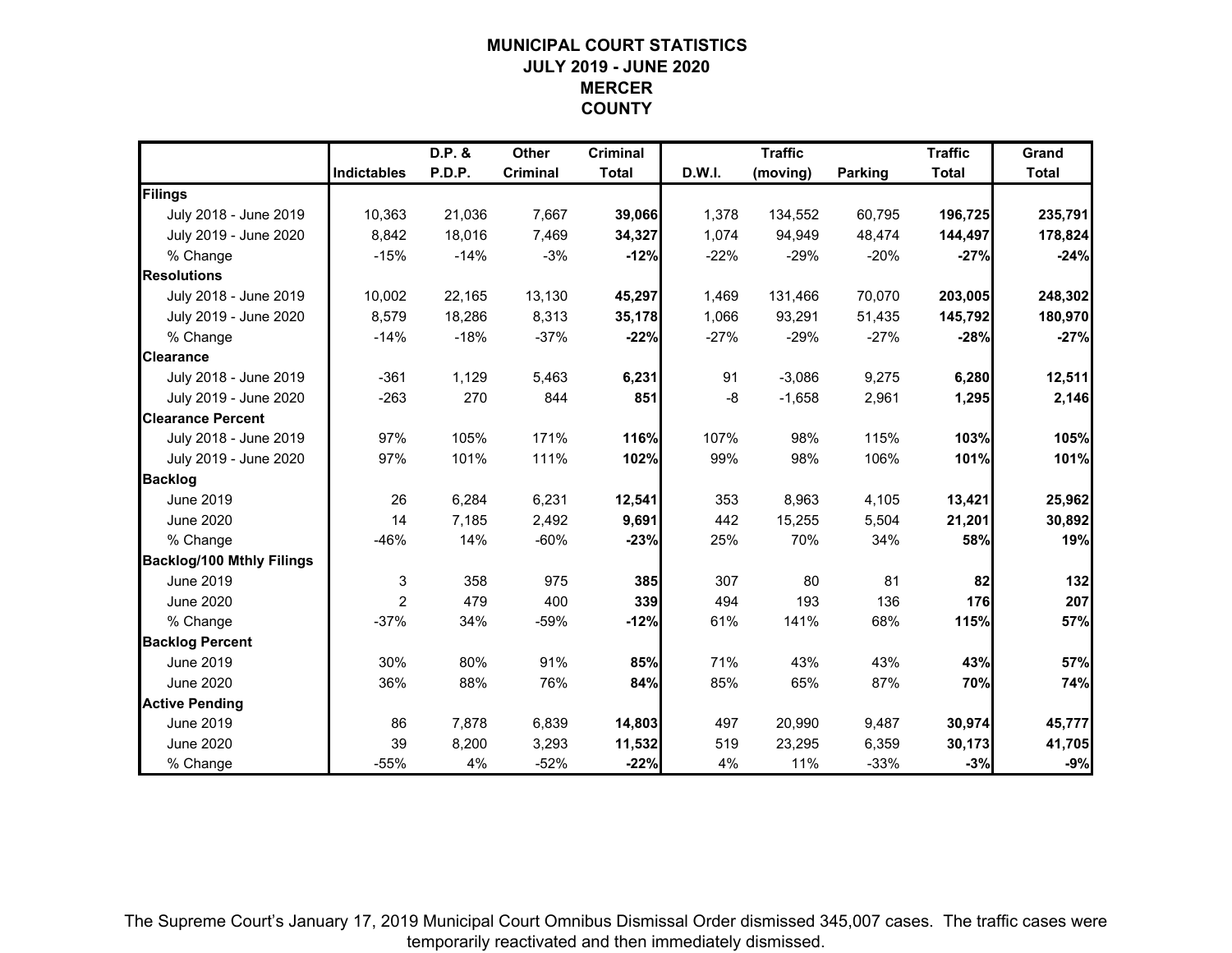# MUNICIPAL COURT STATISTICS
## JULY 2019 - JUNE 2020
## MERCER COUNTY

| | Indictables | D.P. & P.D.P. | Other Criminal | Criminal Total | D.W.I. | Traffic (moving) | Parking | Traffic Total | Grand Total |
|---|---|---|---|---|---|---|---|---|---|
| **Filings** | | | | | | | | | |
| July 2018 - June 2019 | 10,363 | 21,036 | 7,667 | **39,066** | 1,378 | 134,552 | 60,795 | **196,725** | **235,791** |
| July 2019 - June 2020 | 8,842 | 18,016 | 7,469 | **34,327** | 1,074 | 94,949 | 48,474 | **144,497** | **178,824** |
| % Change | -15% | -14% | -3% | **-12%** | -22% | -29% | -20% | **-27%** | **-24%** |
| **Resolutions** | | | | | | | | | |
| July 2018 - June 2019 | 10,002 | 22,165 | 13,130 | **45,297** | 1,469 | 131,466 | 70,070 | **203,005** | **248,302** |
| July 2019 - June 2020 | 8,579 | 18,286 | 8,313 | **35,178** | 1,066 | 93,291 | 51,435 | **145,792** | **180,970** |
| % Change | -14% | -18% | -37% | **-22%** | -27% | -29% | -27% | **-28%** | **-27%** |
| **Clearance** | | | | | | | | | |
| July 2018 - June 2019 | -361 | 1,129 | 5,463 | **6,231** | 91 | -3,086 | 9,275 | **6,280** | **12,511** |
| July 2019 - June 2020 | -263 | 270 | 844 | **851** | -8 | -1,658 | 2,961 | **1,295** | **2,146** |
| **Clearance Percent** | | | | | | | | | |
| July 2018 - June 2019 | 97% | 105% | 171% | **116%** | 107% | 98% | 115% | **103%** | **105%** |
| July 2019 - June 2020 | 97% | 101% | 111% | **102%** | 99% | 98% | 106% | **101%** | **101%** |
| **Backlog** | | | | | | | | | |
| June 2019 | 26 | 6,284 | 6,231 | **12,541** | 353 | 8,963 | 4,105 | **13,421** | **25,962** |
| June 2020 | 14 | 7,185 | 2,492 | **9,691** | 442 | 15,255 | 5,504 | **21,201** | **30,892** |
| % Change | -46% | 14% | -60% | **-23%** | 25% | 70% | 34% | **58%** | **19%** |
| **Backlog/100 Mthly Filings** | | | | | | | | | |
| June 2019 | 3 | 358 | 975 | **385** | 307 | 80 | 81 | **82** | **132** |
| June 2020 | 2 | 479 | 400 | **339** | 494 | 193 | 136 | **176** | **207** |
| % Change | -37% | 34% | -59% | **-12%** | 61% | 141% | 68% | **115%** | **57%** |
| **Backlog Percent** | | | | | | | | | |
| June 2019 | 30% | 80% | 91% | **85%** | 71% | 43% | 43% | **43%** | **57%** |
| June 2020 | 36% | 88% | 76% | **84%** | 85% | 65% | 87% | **70%** | **74%** |
| **Active Pending** | | | | | | | | | |
| June 2019 | 86 | 7,878 | 6,839 | **14,803** | 497 | 20,990 | 9,487 | **30,974** | **45,777** |
| June 2020 | 39 | 8,200 | 3,293 | **11,532** | 519 | 23,295 | 6,359 | **30,173** | **41,705** |
| % Change | -55% | 4% | -52% | **-22%** | 4% | 11% | -33% | **-3%** | **-9%** |

The Supreme Court's January 17, 2019 Municipal Court Omnibus Dismissal Order dismissed 345,007 cases. The traffic cases were temporarily reactivated and then immediately dismissed.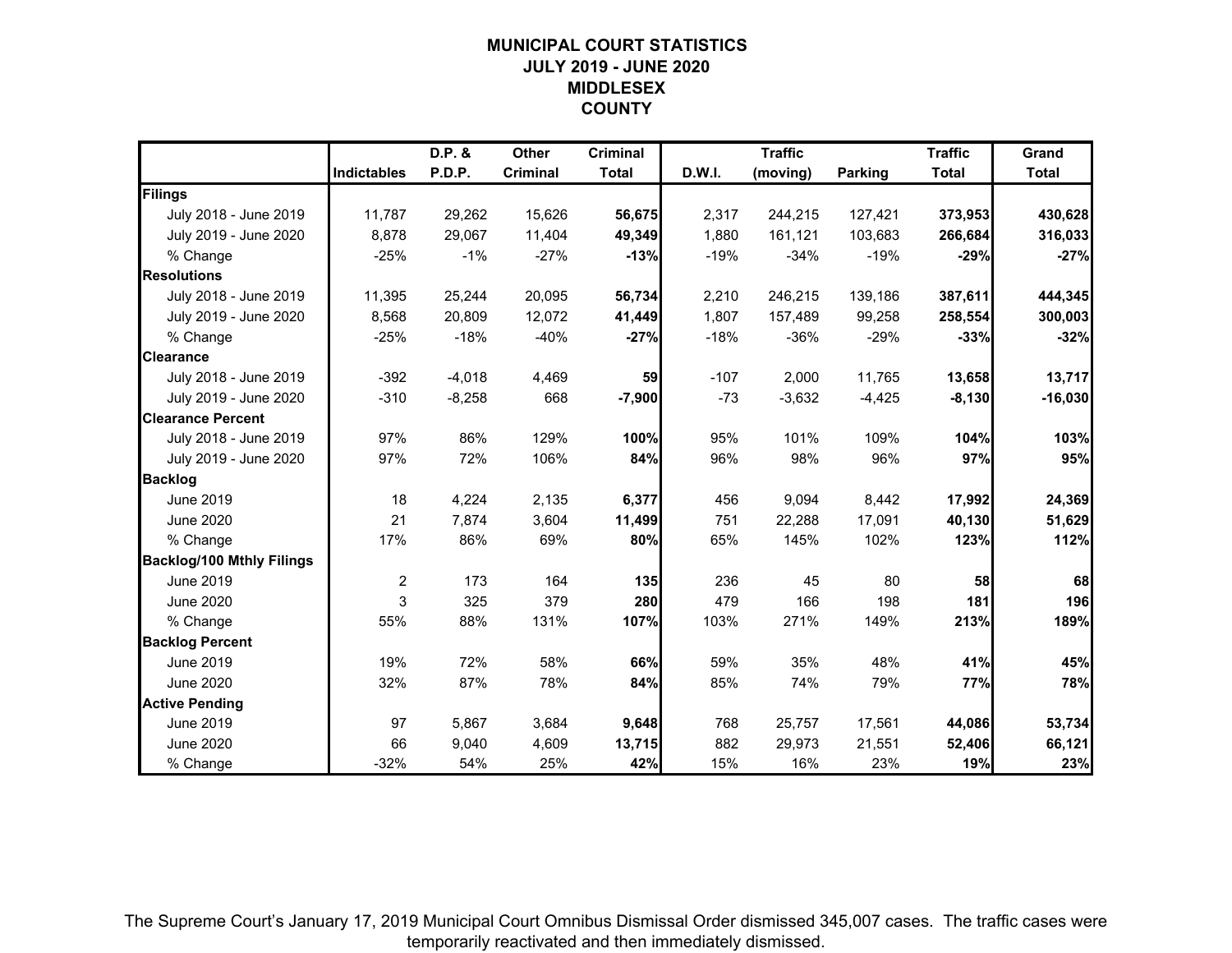# MUNICIPAL COURT STATISTICS
## JULY 2019 - JUNE 2020
## MIDDLESEX COUNTY

| | Indictables | D.P. & P.D.P. | Other Criminal | Criminal Total | D.W.I. | Traffic (moving) | Parking | Traffic Total | Grand Total |
|---|---|---|---|---|---|---|---|---|---|
| **Filings** | | | | | | | | | |
| July 2018 - June 2019 | 11,787 | 29,262 | 15,626 | **56,675** | 2,317 | 244,215 | 127,421 | **373,953** | **430,628** |
| July 2019 - June 2020 | 8,878 | 29,067 | 11,404 | **49,349** | 1,880 | 161,121 | 103,683 | **266,684** | **316,033** |
| % Change | -25% | -1% | -27% | **-13%** | -19% | -34% | -19% | **-29%** | **-27%** |
| **Resolutions** | | | | | | | | | |
| July 2018 - June 2019 | 11,395 | 25,244 | 20,095 | **56,734** | 2,210 | 246,215 | 139,186 | **387,611** | **444,345** |
| July 2019 - June 2020 | 8,568 | 20,809 | 12,072 | **41,449** | 1,807 | 157,489 | 99,258 | **258,554** | **300,003** |
| % Change | -25% | -18% | -40% | **-27%** | -18% | -36% | -29% | **-33%** | **-32%** |
| **Clearance** | | | | | | | | | |
| July 2018 - June 2019 | -392 | -4,018 | 4,469 | **59** | -107 | 2,000 | 11,765 | **13,658** | **13,717** |
| July 2019 - June 2020 | -310 | -8,258 | 668 | **-7,900** | -73 | -3,632 | -4,425 | **-8,130** | **-16,030** |
| **Clearance Percent** | | | | | | | | | |
| July 2018 - June 2019 | 97% | 86% | 129% | **100%** | 95% | 101% | 109% | **104%** | **103%** |
| July 2019 - June 2020 | 97% | 72% | 106% | **84%** | 96% | 98% | 96% | **97%** | **95%** |
| **Backlog** | | | | | | | | | |
| June 2019 | 18 | 4,224 | 2,135 | **6,377** | 456 | 9,094 | 8,442 | **17,992** | **24,369** |
| June 2020 | 21 | 7,874 | 3,604 | **11,499** | 751 | 22,288 | 17,091 | **40,130** | **51,629** |
| % Change | 17% | 86% | 69% | **80%** | 65% | 145% | 102% | **123%** | **112%** |
| **Backlog/100 Mthly Filings** | | | | | | | | | |
| June 2019 | 2 | 173 | 164 | **135** | 236 | 45 | 80 | **58** | **68** |
| June 2020 | 3 | 325 | 379 | **280** | 479 | 166 | 198 | **181** | **196** |
| % Change | 55% | 88% | 131% | **107%** | 103% | 271% | 149% | **213%** | **189%** |
| **Backlog Percent** | | | | | | | | | |
| June 2019 | 19% | 72% | 58% | **66%** | 59% | 35% | 48% | **41%** | **45%** |
| June 2020 | 32% | 87% | 78% | **84%** | 85% | 74% | 79% | **77%** | **78%** |
| **Active Pending** | | | | | | | | | |
| June 2019 | 97 | 5,867 | 3,684 | **9,648** | 768 | 25,757 | 17,561 | **44,086** | **53,734** |
| June 2020 | 66 | 9,040 | 4,609 | **13,715** | 882 | 29,973 | 21,551 | **52,406** | **66,121** |
| % Change | -32% | 54% | 25% | **42%** | 15% | 16% | 23% | **19%** | **23%** |

The Supreme Court's January 17, 2019 Municipal Court Omnibus Dismissal Order dismissed 345,007 cases. The traffic cases were temporarily reactivated and then immediately dismissed.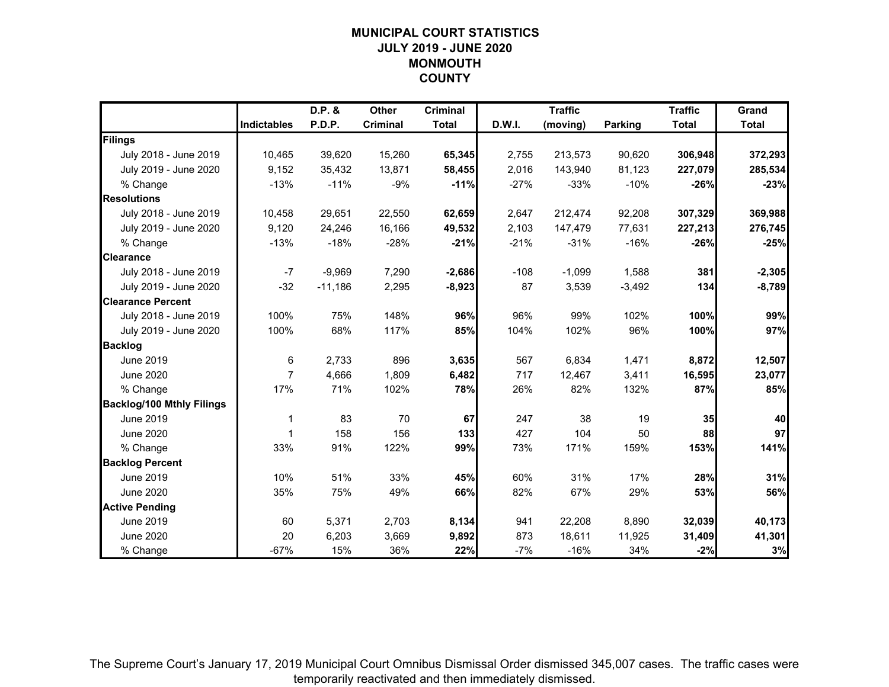# MUNICIPAL COURT STATISTICS
## JULY 2019 - JUNE 2020
## MONMOUTH COUNTY

| | Indictables | D.P. & P.D.P. | Other Criminal | Criminal Total | D.W.I. | Traffic (moving) | Parking | Traffic Total | Grand Total |
|---|---|---|---|---|---|---|---|---|---|
| **Filings** | | | | | | | | | |
| July 2018 - June 2019 | 10,465 | 39,620 | 15,260 | **65,345** | 2,755 | 213,573 | 90,620 | **306,948** | **372,293** |
| July 2019 - June 2020 | 9,152 | 35,432 | 13,871 | **58,455** | 2,016 | 143,940 | 81,123 | **227,079** | **285,534** |
| % Change | -13% | -11% | -9% | **-11%** | -27% | -33% | -10% | **-26%** | **-23%** |
| **Resolutions** | | | | | | | | | |
| July 2018 - June 2019 | 10,458 | 29,651 | 22,550 | **62,659** | 2,647 | 212,474 | 92,208 | **307,329** | **369,988** |
| July 2019 - June 2020 | 9,120 | 24,246 | 16,166 | **49,532** | 2,103 | 147,479 | 77,631 | **227,213** | **276,745** |
| % Change | -13% | -18% | -28% | **-21%** | -21% | -31% | -16% | **-26%** | **-25%** |
| **Clearance** | | | | | | | | | |
| July 2018 - June 2019 | -7 | -9,969 | 7,290 | **-2,686** | -108 | -1,099 | 1,588 | **381** | **-2,305** |
| July 2019 - June 2020 | -32 | -11,186 | 2,295 | **-8,923** | 87 | 3,539 | -3,492 | **134** | **-8,789** |
| **Clearance Percent** | | | | | | | | | |
| July 2018 - June 2019 | 100% | 75% | 148% | **96%** | 96% | 99% | 102% | **100%** | **99%** |
| July 2019 - June 2020 | 100% | 68% | 117% | **85%** | 104% | 102% | 96% | **100%** | **97%** |
| **Backlog** | | | | | | | | | |
| June 2019 | 6 | 2,733 | 896 | **3,635** | 567 | 6,834 | 1,471 | **8,872** | **12,507** |
| June 2020 | 7 | 4,666 | 1,809 | **6,482** | 717 | 12,467 | 3,411 | **16,595** | **23,077** |
| % Change | 17% | 71% | 102% | **78%** | 26% | 82% | 132% | **87%** | **85%** |
| **Backlog/100 Mthly Filings** | | | | | | | | | |
| June 2019 | 1 | 83 | 70 | **67** | 247 | 38 | 19 | **35** | **40** |
| June 2020 | 1 | 158 | 156 | **133** | 427 | 104 | 50 | **88** | **97** |
| % Change | 33% | 91% | 122% | **99%** | 73% | 171% | 159% | **153%** | **141%** |
| **Backlog Percent** | | | | | | | | | |
| June 2019 | 10% | 51% | 33% | **45%** | 60% | 31% | 17% | **28%** | **31%** |
| June 2020 | 35% | 75% | 49% | **66%** | 82% | 67% | 29% | **53%** | **56%** |
| **Active Pending** | | | | | | | | | |
| June 2019 | 60 | 5,371 | 2,703 | **8,134** | 941 | 22,208 | 8,890 | **32,039** | **40,173** |
| June 2020 | 20 | 6,203 | 3,669 | **9,892** | 873 | 18,611 | 11,925 | **31,409** | **41,301** |
| % Change | -67% | 15% | 36% | **22%** | -7% | -16% | 34% | **-2%** | **3%** |

The Supreme Court's January 17, 2019 Municipal Court Omnibus Dismissal Order dismissed 345,007 cases. The traffic cases were temporarily reactivated and then immediately dismissed.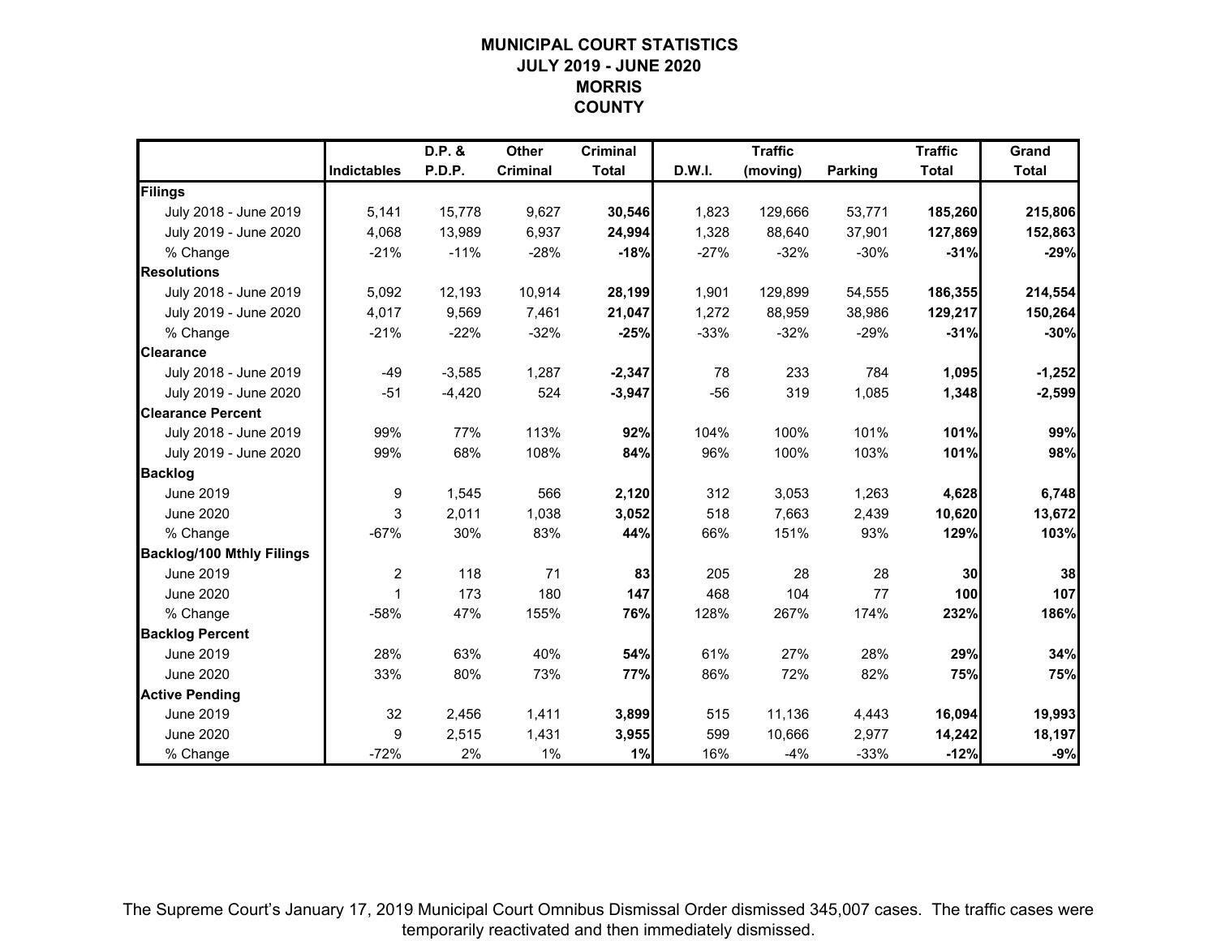# MUNICIPAL COURT STATISTICS
## JULY 2019 - JUNE 2020
## MORRIS COUNTY

| | Indictables | D.P. & P.D.P. | Other Criminal | Criminal Total | D.W.I. | Traffic (moving) | Parking | Traffic Total | Grand Total |
|---|---|---|---|---|---|---|---|---|---|
| **Filings** | | | | | | | | | |
| July 2018 - June 2019 | 5,141 | 15,778 | 9,627 | **30,546** | 1,823 | 129,666 | 53,771 | **185,260** | **215,806** |
| July 2019 - June 2020 | 4,068 | 13,989 | 6,937 | **24,994** | 1,328 | 88,640 | 37,901 | **127,869** | **152,863** |
| % Change | -21% | -11% | -28% | **-18%** | -27% | -32% | -30% | **-31%** | **-29%** |
| **Resolutions** | | | | | | | | | |
| July 2018 - June 2019 | 5,092 | 12,193 | 10,914 | **28,199** | 1,901 | 129,899 | 54,555 | **186,355** | **214,554** |
| July 2019 - June 2020 | 4,017 | 9,569 | 7,461 | **21,047** | 1,272 | 88,959 | 38,986 | **129,217** | **150,264** |
| % Change | -21% | -22% | -32% | **-25%** | -33% | -32% | -29% | **-31%** | **-30%** |
| **Clearance** | | | | | | | | | |
| July 2018 - June 2019 | -49 | -3,585 | 1,287 | **-2,347** | 78 | 233 | 784 | **1,095** | **-1,252** |
| July 2019 - June 2020 | -51 | -4,420 | 524 | **-3,947** | -56 | 319 | 1,085 | **1,348** | **-2,599** |
| **Clearance Percent** | | | | | | | | | |
| July 2018 - June 2019 | 99% | 77% | 113% | **92%** | 104% | 100% | 101% | **101%** | **99%** |
| July 2019 - June 2020 | 99% | 68% | 108% | **84%** | 96% | 100% | 103% | **101%** | **98%** |
| **Backlog** | | | | | | | | | |
| June 2019 | 9 | 1,545 | 566 | **2,120** | 312 | 3,053 | 1,263 | **4,628** | **6,748** |
| June 2020 | 3 | 2,011 | 1,038 | **3,052** | 518 | 7,663 | 2,439 | **10,620** | **13,672** |
| % Change | -67% | 30% | 83% | **44%** | 66% | 151% | 93% | **129%** | **103%** |
| **Backlog/100 Mthly Filings** | | | | | | | | | |
| June 2019 | 2 | 118 | 71 | **83** | 205 | 28 | 28 | **30** | **38** |
| June 2020 | 1 | 173 | 180 | **147** | 468 | 104 | 77 | **100** | **107** |
| % Change | -58% | 47% | 155% | **76%** | 128% | 267% | 174% | **232%** | **186%** |
| **Backlog Percent** | | | | | | | | | |
| June 2019 | 28% | 63% | 40% | **54%** | 61% | 27% | 28% | **29%** | **34%** |
| June 2020 | 33% | 80% | 73% | **77%** | 86% | 72% | 82% | **75%** | **75%** |
| **Active Pending** | | | | | | | | | |
| June 2019 | 32 | 2,456 | 1,411 | **3,899** | 515 | 11,136 | 4,443 | **16,094** | **19,993** |
| June 2020 | 9 | 2,515 | 1,431 | **3,955** | 599 | 10,666 | 2,977 | **14,242** | **18,197** |
| % Change | -72% | 2% | 1% | **1%** | 16% | -4% | -33% | **-12%** | **-9%** |

The Supreme Court's January 17, 2019 Municipal Court Omnibus Dismissal Order dismissed 345,007 cases. The traffic cases were temporarily reactivated and then immediately dismissed.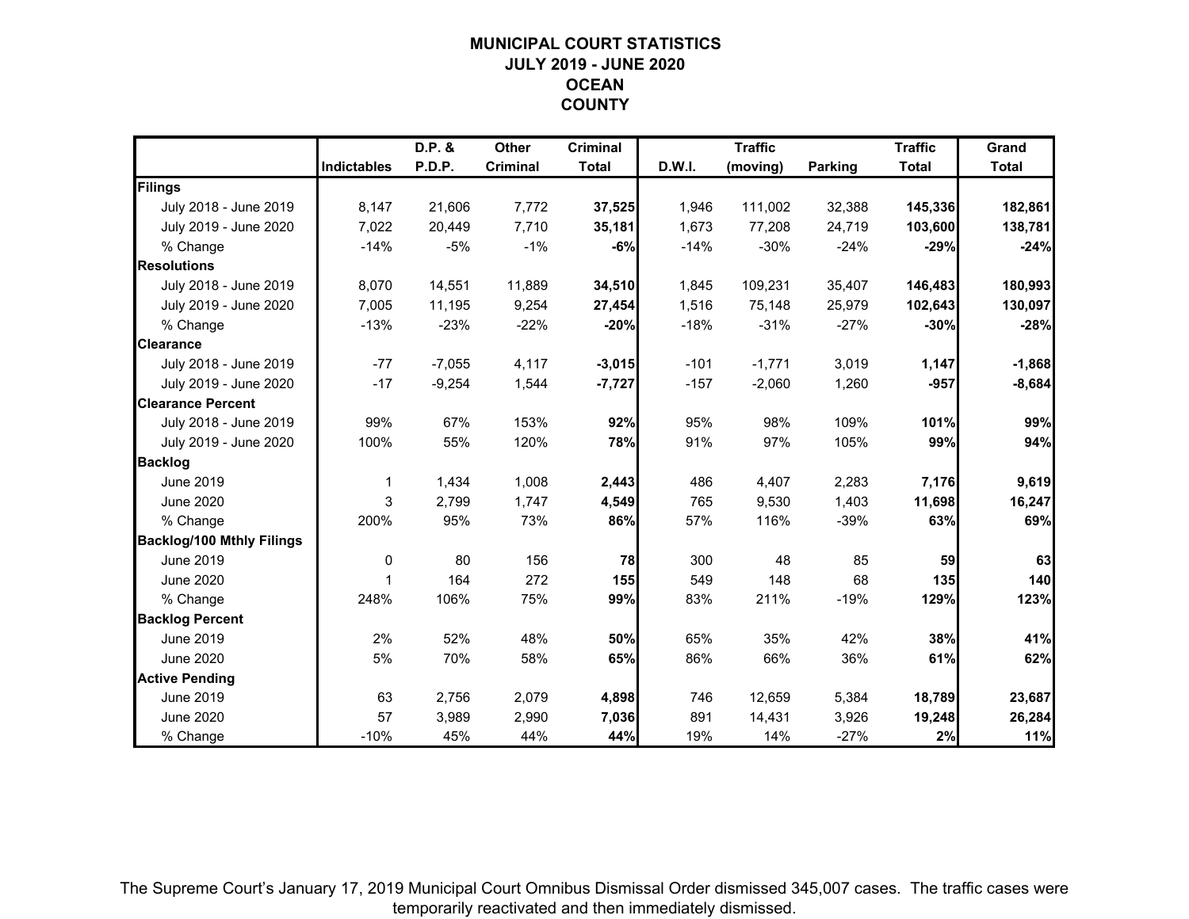# MUNICIPAL COURT STATISTICS
## JULY 2019 - JUNE 2020
## OCEAN COUNTY

| | Indictables | D.P. & P.D.P. | Other Criminal | Criminal Total | D.W.I. | Traffic (moving) | Parking | Traffic Total | Grand Total |
|---|---|---|---|---|---|---|---|---|---|
| **Filings** | | | | | | | | | |
| July 2018 - June 2019 | 8,147 | 21,606 | 7,772 | **37,525** | 1,946 | 111,002 | 32,388 | **145,336** | **182,861** |
| July 2019 - June 2020 | 7,022 | 20,449 | 7,710 | **35,181** | 1,673 | 77,208 | 24,719 | **103,600** | **138,781** |
| % Change | -14% | -5% | -1% | **-6%** | -14% | -30% | -24% | **-29%** | **-24%** |
| **Resolutions** | | | | | | | | | |
| July 2018 - June 2019 | 8,070 | 14,551 | 11,889 | **34,510** | 1,845 | 109,231 | 35,407 | **146,483** | **180,993** |
| July 2019 - June 2020 | 7,005 | 11,195 | 9,254 | **27,454** | 1,516 | 75,148 | 25,979 | **102,643** | **130,097** |
| % Change | -13% | -23% | -22% | **-20%** | -18% | -31% | -27% | **-30%** | **-28%** |
| **Clearance** | | | | | | | | | |
| July 2018 - June 2019 | -77 | -7,055 | 4,117 | **-3,015** | -101 | -1,771 | 3,019 | **1,147** | **-1,868** |
| July 2019 - June 2020 | -17 | -9,254 | 1,544 | **-7,727** | -157 | -2,060 | 1,260 | **-957** | **-8,684** |
| **Clearance Percent** | | | | | | | | | |
| July 2018 - June 2019 | 99% | 67% | 153% | **92%** | 95% | 98% | 109% | **101%** | **99%** |
| July 2019 - June 2020 | 100% | 55% | 120% | **78%** | 91% | 97% | 105% | **99%** | **94%** |
| **Backlog** | | | | | | | | | |
| June 2019 | 1 | 1,434 | 1,008 | **2,443** | 486 | 4,407 | 2,283 | **7,176** | **9,619** |
| June 2020 | 3 | 2,799 | 1,747 | **4,549** | 765 | 9,530 | 1,403 | **11,698** | **16,247** |
| % Change | 200% | 95% | 73% | **86%** | 57% | 116% | -39% | **63%** | **69%** |
| **Backlog/100 Mthly Filings** | | | | | | | | | |
| June 2019 | 0 | 80 | 156 | **78** | 300 | 48 | 85 | **59** | **63** |
| June 2020 | 1 | 164 | 272 | **155** | 549 | 148 | 68 | **135** | **140** |
| % Change | 248% | 106% | 75% | **99%** | 83% | 211% | -19% | **129%** | **123%** |
| **Backlog Percent** | | | | | | | | | |
| June 2019 | 2% | 52% | 48% | **50%** | 65% | 35% | 42% | **38%** | **41%** |
| June 2020 | 5% | 70% | 58% | **65%** | 86% | 66% | 36% | **61%** | **62%** |
| **Active Pending** | | | | | | | | | |
| June 2019 | 63 | 2,756 | 2,079 | **4,898** | 746 | 12,659 | 5,384 | **18,789** | **23,687** |
| June 2020 | 57 | 3,989 | 2,990 | **7,036** | 891 | 14,431 | 3,926 | **19,248** | **26,284** |
| % Change | -10% | 45% | 44% | **44%** | 19% | 14% | -27% | **2%** | **11%** |

The Supreme Court's January 17, 2019 Municipal Court Omnibus Dismissal Order dismissed 345,007 cases. The traffic cases were temporarily reactivated and then immediately dismissed.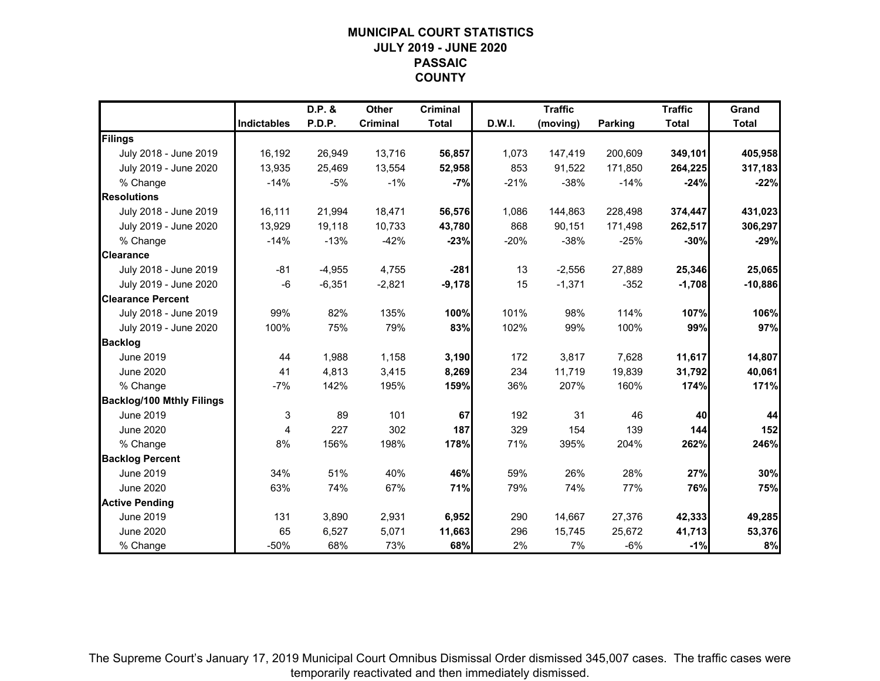# MUNICIPAL COURT STATISTICS
## JULY 2019 - JUNE 2020
## PASSAIC COUNTY

| | Indictables | D.P. & P.D.P. | Other Criminal | Criminal Total | D.W.I. | Traffic (moving) | Parking | Traffic Total | Grand Total |
|---|---|---|---|---|---|---|---|---|---|
| **Filings** | | | | | | | | | |
| July 2018 - June 2019 | 16,192 | 26,949 | 13,716 | **56,857** | 1,073 | 147,419 | 200,609 | **349,101** | **405,958** |
| July 2019 - June 2020 | 13,935 | 25,469 | 13,554 | **52,958** | 853 | 91,522 | 171,850 | **264,225** | **317,183** |
| % Change | -14% | -5% | -1% | **-7%** | -21% | -38% | -14% | **-24%** | **-22%** |
| **Resolutions** | | | | | | | | | |
| July 2018 - June 2019 | 16,111 | 21,994 | 18,471 | **56,576** | 1,086 | 144,863 | 228,498 | **374,447** | **431,023** |
| July 2019 - June 2020 | 13,929 | 19,118 | 10,733 | **43,780** | 868 | 90,151 | 171,498 | **262,517** | **306,297** |
| % Change | -14% | -13% | -42% | **-23%** | -20% | -38% | -25% | **-30%** | **-29%** |
| **Clearance** | | | | | | | | | |
| July 2018 - June 2019 | -81 | -4,955 | 4,755 | **-281** | 13 | -2,556 | 27,889 | **25,346** | **25,065** |
| July 2019 - June 2020 | -6 | -6,351 | -2,821 | **-9,178** | 15 | -1,371 | -352 | **-1,708** | **-10,886** |
| **Clearance Percent** | | | | | | | | | |
| July 2018 - June 2019 | 99% | 82% | 135% | **100%** | 101% | 98% | 114% | **107%** | **106%** |
| July 2019 - June 2020 | 100% | 75% | 79% | **83%** | 102% | 99% | 100% | **99%** | **97%** |
| **Backlog** | | | | | | | | | |
| June 2019 | 44 | 1,988 | 1,158 | **3,190** | 172 | 3,817 | 7,628 | **11,617** | **14,807** |
| June 2020 | 41 | 4,813 | 3,415 | **8,269** | 234 | 11,719 | 19,839 | **31,792** | **40,061** |
| % Change | -7% | 142% | 195% | **159%** | 36% | 207% | 160% | **174%** | **171%** |
| **Backlog/100 Mthly Filings** | | | | | | | | | |
| June 2019 | 3 | 89 | 101 | **67** | 192 | 31 | 46 | **40** | **44** |
| June 2020 | 4 | 227 | 302 | **187** | 329 | 154 | 139 | **144** | **152** |
| % Change | 8% | 156% | 198% | **178%** | 71% | 395% | 204% | **262%** | **246%** |
| **Backlog Percent** | | | | | | | | | |
| June 2019 | 34% | 51% | 40% | **46%** | 59% | 26% | 28% | **27%** | **30%** |
| June 2020 | 63% | 74% | 67% | **71%** | 79% | 74% | 77% | **76%** | **75%** |
| **Active Pending** | | | | | | | | | |
| June 2019 | 131 | 3,890 | 2,931 | **6,952** | 290 | 14,667 | 27,376 | **42,333** | **49,285** |
| June 2020 | 65 | 6,527 | 5,071 | **11,663** | 296 | 15,745 | 25,672 | **41,713** | **53,376** |
| % Change | -50% | 68% | 73% | **68%** | 2% | 7% | -6% | **-1%** | **8%** |

The Supreme Court's January 17, 2019 Municipal Court Omnibus Dismissal Order dismissed 345,007 cases. The traffic cases were temporarily reactivated and then immediately dismissed.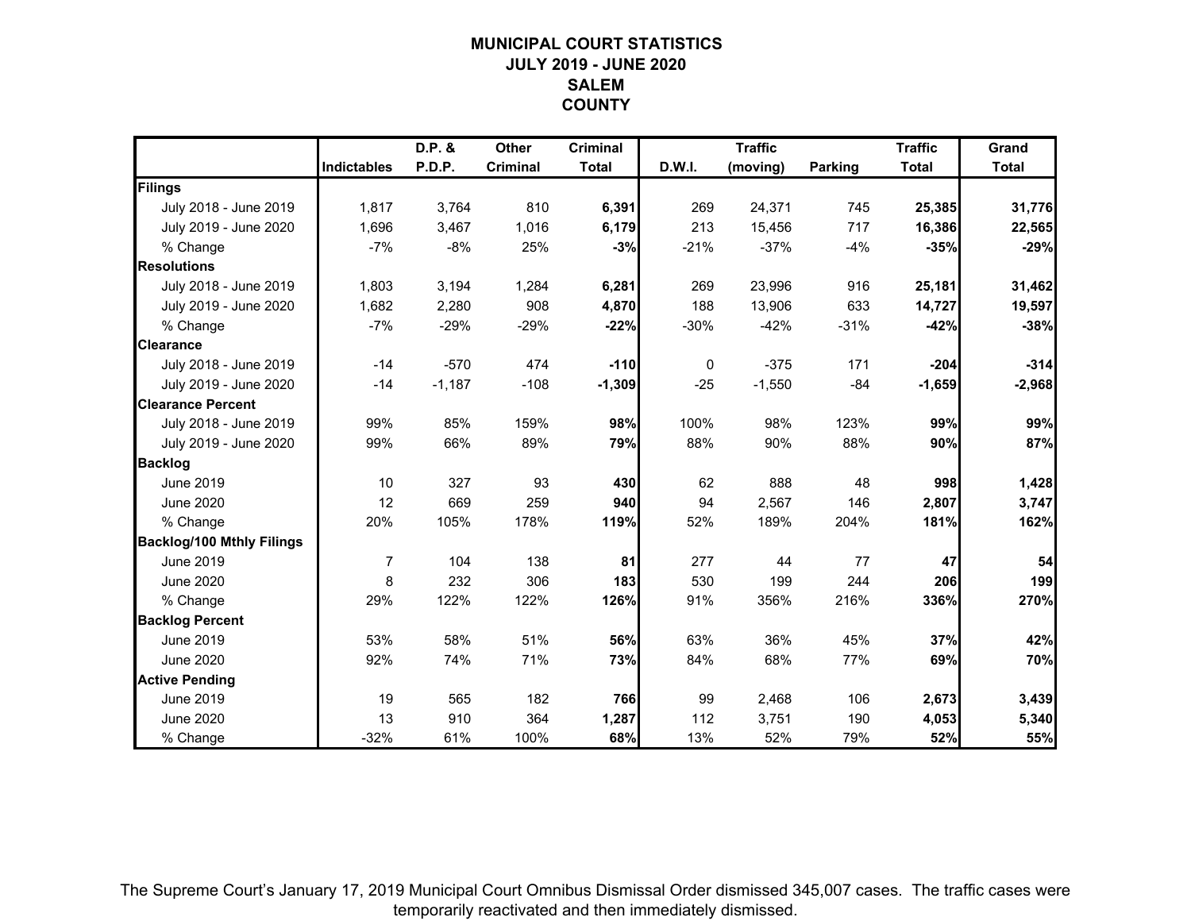# MUNICIPAL COURT STATISTICS
# JULY 2019 - JUNE 2020
# SALEM
# COUNTY

| | Indictables | D.P. & P.D.P. | Other Criminal | Criminal Total | D.W.I. | Traffic (moving) | Parking | Traffic Total | Grand Total |
|---|---|---|---|---|---|---|---|---|---|
| **Filings** | | | | | | | | | |
| July 2018 - June 2019 | 1,817 | 3,764 | 810 | **6,391** | 269 | 24,371 | 745 | **25,385** | **31,776** |
| July 2019 - June 2020 | 1,696 | 3,467 | 1,016 | **6,179** | 213 | 15,456 | 717 | **16,386** | **22,565** |
| % Change | -7% | -8% | 25% | **-3%** | -21% | -37% | -4% | **-35%** | **-29%** |
| **Resolutions** | | | | | | | | | |
| July 2018 - June 2019 | 1,803 | 3,194 | 1,284 | **6,281** | 269 | 23,996 | 916 | **25,181** | **31,462** |
| July 2019 - June 2020 | 1,682 | 2,280 | 908 | **4,870** | 188 | 13,906 | 633 | **14,727** | **19,597** |
| % Change | -7% | -29% | -29% | **-22%** | -30% | -42% | -31% | **-42%** | **-38%** |
| **Clearance** | | | | | | | | | |
| July 2018 - June 2019 | -14 | -570 | 474 | **-110** | 0 | -375 | 171 | **-204** | **-314** |
| July 2019 - June 2020 | -14 | -1,187 | -108 | **-1,309** | -25 | -1,550 | -84 | **-1,659** | **-2,968** |
| **Clearance Percent** | | | | | | | | | |
| July 2018 - June 2019 | 99% | 85% | 159% | **98%** | 100% | 98% | 123% | **99%** | **99%** |
| July 2019 - June 2020 | 99% | 66% | 89% | **79%** | 88% | 90% | 88% | **90%** | **87%** |
| **Backlog** | | | | | | | | | |
| June 2019 | 10 | 327 | 93 | **430** | 62 | 888 | 48 | **998** | **1,428** |
| June 2020 | 12 | 669 | 259 | **940** | 94 | 2,567 | 146 | **2,807** | **3,747** |
| % Change | 20% | 105% | 178% | **119%** | 52% | 189% | 204% | **181%** | **162%** |
| **Backlog/100 Mthly Filings** | | | | | | | | | |
| June 2019 | 7 | 104 | 138 | **81** | 277 | 44 | 77 | **47** | **54** |
| June 2020 | 8 | 232 | 306 | **183** | 530 | 199 | 244 | **206** | **199** |
| % Change | 29% | 122% | 122% | **126%** | 91% | 356% | 216% | **336%** | **270%** |
| **Backlog Percent** | | | | | | | | | |
| June 2019 | 53% | 58% | 51% | **56%** | 63% | 36% | 45% | **37%** | **42%** |
| June 2020 | 92% | 74% | 71% | **73%** | 84% | 68% | 77% | **69%** | **70%** |
| **Active Pending** | | | | | | | | | |
| June 2019 | 19 | 565 | 182 | **766** | 99 | 2,468 | 106 | **2,673** | **3,439** |
| June 2020 | 13 | 910 | 364 | **1,287** | 112 | 3,751 | 190 | **4,053** | **5,340** |
| % Change | -32% | 61% | 100% | **68%** | 13% | 52% | 79% | **52%** | **55%** |

The Supreme Court's January 17, 2019 Municipal Court Omnibus Dismissal Order dismissed 345,007 cases. The traffic cases were temporarily reactivated and then immediately dismissed.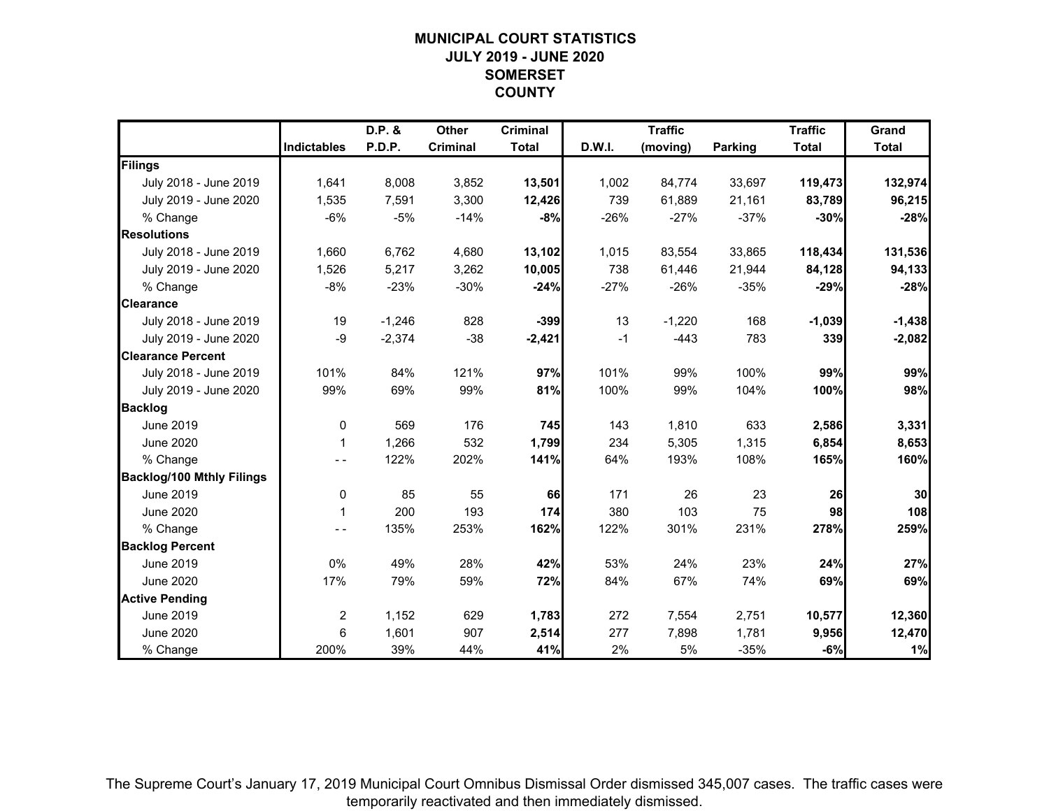# MUNICIPAL COURT STATISTICS
## JULY 2019 - JUNE 2020
## SOMERSET COUNTY

| | Indictables | D.P. & P.D.P. | Other Criminal | Criminal Total | D.W.I. | Traffic (moving) | Parking | Traffic Total | Grand Total |
|---|---|---|---|---|---|---|---|---|---|
| **Filings** | | | | | | | | | |
| July 2018 - June 2019 | 1,641 | 8,008 | 3,852 | **13,501** | 1,002 | 84,774 | 33,697 | **119,473** | **132,974** |
| July 2019 - June 2020 | 1,535 | 7,591 | 3,300 | **12,426** | 739 | 61,889 | 21,161 | **83,789** | **96,215** |
| % Change | -6% | -5% | -14% | **-8%** | -26% | -27% | -37% | **-30%** | **-28%** |
| **Resolutions** | | | | | | | | | |
| July 2018 - June 2019 | 1,660 | 6,762 | 4,680 | **13,102** | 1,015 | 83,554 | 33,865 | **118,434** | **131,536** |
| July 2019 - June 2020 | 1,526 | 5,217 | 3,262 | **10,005** | 738 | 61,446 | 21,944 | **84,128** | **94,133** |
| % Change | -8% | -23% | -30% | **-24%** | -27% | -26% | -35% | **-29%** | **-28%** |
| **Clearance** | | | | | | | | | |
| July 2018 - June 2019 | 19 | -1,246 | 828 | **-399** | 13 | -1,220 | 168 | **-1,039** | **-1,438** |
| July 2019 - June 2020 | -9 | -2,374 | -38 | **-2,421** | -1 | -443 | 783 | **339** | **-2,082** |
| **Clearance Percent** | | | | | | | | | |
| July 2018 - June 2019 | 101% | 84% | 121% | **97%** | 101% | 99% | 100% | **99%** | **99%** |
| July 2019 - June 2020 | 99% | 69% | 99% | **81%** | 100% | 99% | 104% | **100%** | **98%** |
| **Backlog** | | | | | | | | | |
| June 2019 | 0 | 569 | 176 | **745** | 143 | 1,810 | 633 | **2,586** | **3,331** |
| June 2020 | 1 | 1,266 | 532 | **1,799** | 234 | 5,305 | 1,315 | **6,854** | **8,653** |
| % Change | - - | 122% | 202% | **141%** | 64% | 193% | 108% | **165%** | **160%** |
| **Backlog/100 Mthly Filings** | | | | | | | | | |
| June 2019 | 0 | 85 | 55 | **66** | 171 | 26 | 23 | **26** | **30** |
| June 2020 | 1 | 200 | 193 | **174** | 380 | 103 | 75 | **98** | **108** |
| % Change | - - | 135% | 253% | **162%** | 122% | 301% | 231% | **278%** | **259%** |
| **Backlog Percent** | | | | | | | | | |
| June 2019 | 0% | 49% | 28% | **42%** | 53% | 24% | 23% | **24%** | **27%** |
| June 2020 | 17% | 79% | 59% | **72%** | 84% | 67% | 74% | **69%** | **69%** |
| **Active Pending** | | | | | | | | | |
| June 2019 | 2 | 1,152 | 629 | **1,783** | 272 | 7,554 | 2,751 | **10,577** | **12,360** |
| June 2020 | 6 | 1,601 | 907 | **2,514** | 277 | 7,898 | 1,781 | **9,956** | **12,470** |
| % Change | 200% | 39% | 44% | **41%** | 2% | 5% | -35% | **-6%** | **1%** |

The Supreme Court's January 17, 2019 Municipal Court Omnibus Dismissal Order dismissed 345,007 cases. The traffic cases were temporarily reactivated and then immediately dismissed.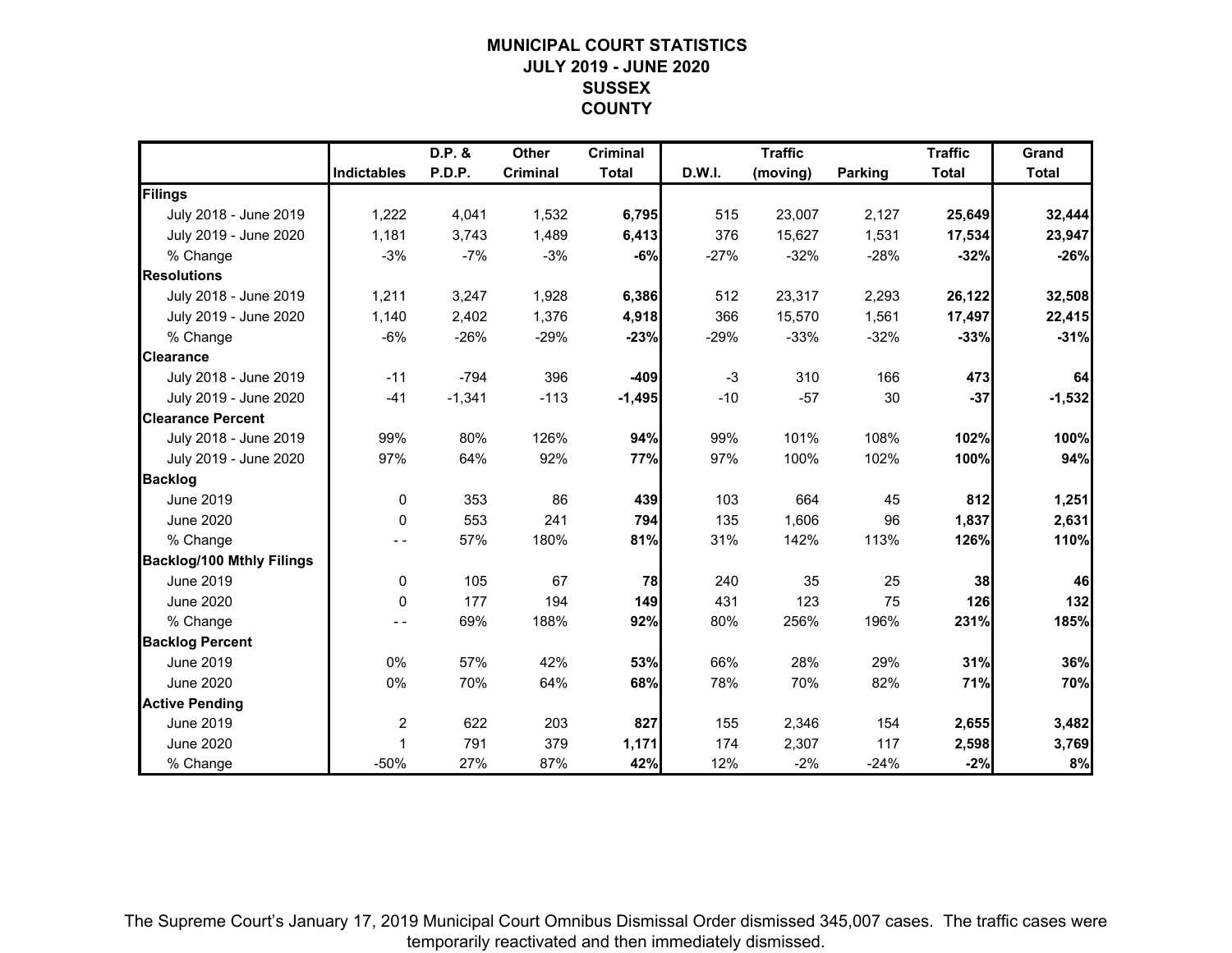# MUNICIPAL COURT STATISTICS
## JULY 2019 - JUNE 2020
## SUSSEX COUNTY

| | Indictables | D.P. & P.D.P. | Other Criminal | Criminal Total | D.W.I. | Traffic (moving) | Parking | Traffic Total | Grand Total |
|---|---|---|---|---|---|---|---|---|---|
| **Filings** | | | | | | | | | |
| July 2018 - June 2019 | 1,222 | 4,041 | 1,532 | **6,795** | 515 | 23,007 | 2,127 | **25,649** | **32,444** |
| July 2019 - June 2020 | 1,181 | 3,743 | 1,489 | **6,413** | 376 | 15,627 | 1,531 | **17,534** | **23,947** |
| % Change | -3% | -7% | -3% | **-6%** | -27% | -32% | -28% | **-32%** | **-26%** |
| **Resolutions** | | | | | | | | | |
| July 2018 - June 2019 | 1,211 | 3,247 | 1,928 | **6,386** | 512 | 23,317 | 2,293 | **26,122** | **32,508** |
| July 2019 - June 2020 | 1,140 | 2,402 | 1,376 | **4,918** | 366 | 15,570 | 1,561 | **17,497** | **22,415** |
| % Change | -6% | -26% | -29% | **-23%** | -29% | -33% | -32% | **-33%** | **-31%** |
| **Clearance** | | | | | | | | | |
| July 2018 - June 2019 | -11 | -794 | 396 | **-409** | -3 | 310 | 166 | **473** | **64** |
| July 2019 - June 2020 | -41 | -1,341 | -113 | **-1,495** | -10 | -57 | 30 | **-37** | **-1,532** |
| **Clearance Percent** | | | | | | | | | |
| July 2018 - June 2019 | 99% | 80% | 126% | **94%** | 99% | 101% | 108% | **102%** | **100%** |
| July 2019 - June 2020 | 97% | 64% | 92% | **77%** | 97% | 100% | 102% | **100%** | **94%** |
| **Backlog** | | | | | | | | | |
| June 2019 | 0 | 353 | 86 | **439** | 103 | 664 | 45 | **812** | **1,251** |
| June 2020 | 0 | 553 | 241 | **794** | 135 | 1,606 | 96 | **1,837** | **2,631** |
| % Change | - - | 57% | 180% | **81%** | 31% | 142% | 113% | **126%** | **110%** |
| **Backlog/100 Mthly Filings** | | | | | | | | | |
| June 2019 | 0 | 105 | 67 | **78** | 240 | 35 | 25 | **38** | **46** |
| June 2020 | 0 | 177 | 194 | **149** | 431 | 123 | 75 | **126** | **132** |
| % Change | - - | 69% | 188% | **92%** | 80% | 256% | 196% | **231%** | **185%** |
| **Backlog Percent** | | | | | | | | | |
| June 2019 | 0% | 57% | 42% | **53%** | 66% | 28% | 29% | **31%** | **36%** |
| June 2020 | 0% | 70% | 64% | **68%** | 78% | 70% | 82% | **71%** | **70%** |
| **Active Pending** | | | | | | | | | |
| June 2019 | 2 | 622 | 203 | **827** | 155 | 2,346 | 154 | **2,655** | **3,482** |
| June 2020 | 1 | 791 | 379 | **1,171** | 174 | 2,307 | 117 | **2,598** | **3,769** |
| % Change | -50% | 27% | 87% | **42%** | 12% | -2% | -24% | **-2%** | **8%** |

The Supreme Court's January 17, 2019 Municipal Court Omnibus Dismissal Order dismissed 345,007 cases. The traffic cases were temporarily reactivated and then immediately dismissed.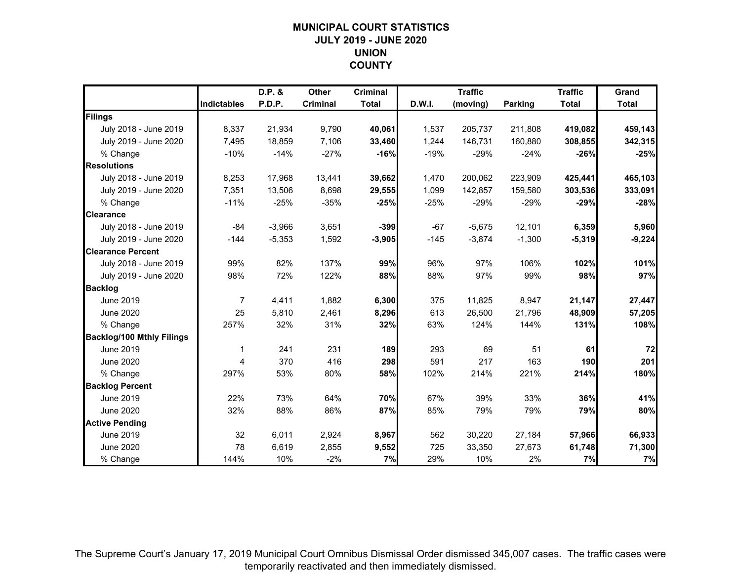# MUNICIPAL COURT STATISTICS
## JULY 2019 - JUNE 2020
## UNION
## COUNTY

| | Indictables | D.P. & P.D.P. | Other Criminal | Criminal Total | D.W.I. | Traffic (moving) | Parking | Traffic Total | Grand Total |
|---|---|---|---|---|---|---|---|---|---|
| **Filings** | | | | | | | | | |
| July 2018 - June 2019 | 8,337 | 21,934 | 9,790 | **40,061** | 1,537 | 205,737 | 211,808 | **419,082** | **459,143** |
| July 2019 - June 2020 | 7,495 | 18,859 | 7,106 | **33,460** | 1,244 | 146,731 | 160,880 | **308,855** | **342,315** |
| % Change | -10% | -14% | -27% | **-16%** | -19% | -29% | -24% | **-26%** | **-25%** |
| **Resolutions** | | | | | | | | | |
| July 2018 - June 2019 | 8,253 | 17,968 | 13,441 | **39,662** | 1,470 | 200,062 | 223,909 | **425,441** | **465,103** |
| July 2019 - June 2020 | 7,351 | 13,506 | 8,698 | **29,555** | 1,099 | 142,857 | 159,580 | **303,536** | **333,091** |
| % Change | -11% | -25% | -35% | **-25%** | -25% | -29% | -29% | **-29%** | **-28%** |
| **Clearance** | | | | | | | | | |
| July 2018 - June 2019 | -84 | -3,966 | 3,651 | **-399** | -67 | -5,675 | 12,101 | **6,359** | **5,960** |
| July 2019 - June 2020 | -144 | -5,353 | 1,592 | **-3,905** | -145 | -3,874 | -1,300 | **-5,319** | **-9,224** |
| **Clearance Percent** | | | | | | | | | |
| July 2018 - June 2019 | 99% | 82% | 137% | **99%** | 96% | 97% | 106% | **102%** | **101%** |
| July 2019 - June 2020 | 98% | 72% | 122% | **88%** | 88% | 97% | 99% | **98%** | **97%** |
| **Backlog** | | | | | | | | | |
| June 2019 | 7 | 4,411 | 1,882 | **6,300** | 375 | 11,825 | 8,947 | **21,147** | **27,447** |
| June 2020 | 25 | 5,810 | 2,461 | **8,296** | 613 | 26,500 | 21,796 | **48,909** | **57,205** |
| % Change | 257% | 32% | 31% | **32%** | 63% | 124% | 144% | **131%** | **108%** |
| **Backlog/100 Mthly Filings** | | | | | | | | | |
| June 2019 | 1 | 241 | 231 | **189** | 293 | 69 | 51 | **61** | **72** |
| June 2020 | 4 | 370 | 416 | **298** | 591 | 217 | 163 | **190** | **201** |
| % Change | 297% | 53% | 80% | **58%** | 102% | 214% | 221% | **214%** | **180%** |
| **Backlog Percent** | | | | | | | | | |
| June 2019 | 22% | 73% | 64% | **70%** | 67% | 39% | 33% | **36%** | **41%** |
| June 2020 | 32% | 88% | 86% | **87%** | 85% | 79% | 79% | **79%** | **80%** |
| **Active Pending** | | | | | | | | | |
| June 2019 | 32 | 6,011 | 2,924 | **8,967** | 562 | 30,220 | 27,184 | **57,966** | **66,933** |
| June 2020 | 78 | 6,619 | 2,855 | **9,552** | 725 | 33,350 | 27,673 | **61,748** | **71,300** |
| % Change | 144% | 10% | -2% | **7%** | 29% | 10% | 2% | **7%** | **7%** |

The Supreme Court's January 17, 2019 Municipal Court Omnibus Dismissal Order dismissed 345,007 cases. The traffic cases were temporarily reactivated and then immediately dismissed.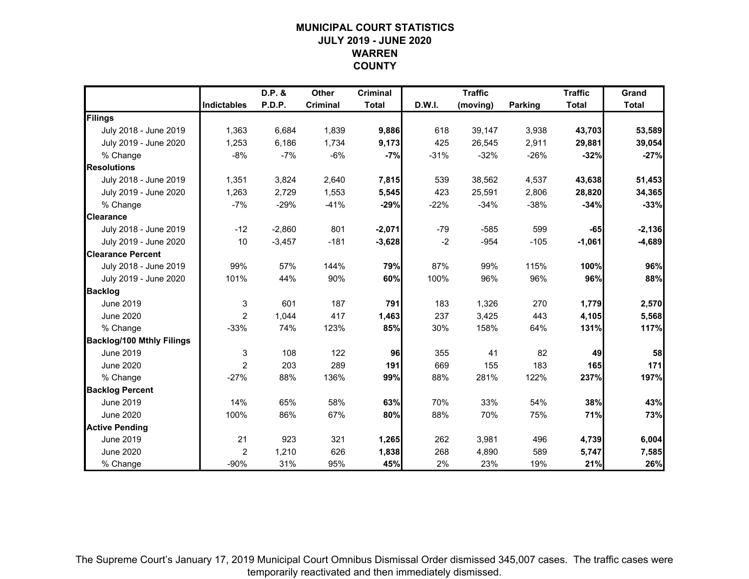# MUNICIPAL COURT STATISTICS
## JULY 2019 - JUNE 2020
## WARREN COUNTY

| | Indictables | D.P. & P.D.P. | Other Criminal | Criminal Total | D.W.I. | Traffic (moving) | Parking | Traffic Total | Grand Total |
|---|---|---|---|---|---|---|---|---|---|
| **Filings** | | | | | | | | | |
| July 2018 - June 2019 | 1,363 | 6,684 | 1,839 | **9,886** | 618 | 39,147 | 3,938 | **43,703** | **53,589** |
| July 2019 - June 2020 | 1,253 | 6,186 | 1,734 | **9,173** | 425 | 26,545 | 2,911 | **29,881** | **39,054** |
| % Change | -8% | -7% | -6% | **-7%** | -31% | -32% | -26% | **-32%** | **-27%** |
| **Resolutions** | | | | | | | | | |
| July 2018 - June 2019 | 1,351 | 3,824 | 2,640 | **7,815** | 539 | 38,562 | 4,537 | **43,638** | **51,453** |
| July 2019 - June 2020 | 1,263 | 2,729 | 1,553 | **5,545** | 423 | 25,591 | 2,806 | **28,820** | **34,365** |
| % Change | -7% | -29% | -41% | **-29%** | -22% | -34% | -38% | **-34%** | **-33%** |
| **Clearance** | | | | | | | | | |
| July 2018 - June 2019 | -12 | -2,860 | 801 | **-2,071** | -79 | -585 | 599 | **-65** | **-2,136** |
| July 2019 - June 2020 | 10 | -3,457 | -181 | **-3,628** | -2 | -954 | -105 | **-1,061** | **-4,689** |
| **Clearance Percent** | | | | | | | | | |
| July 2018 - June 2019 | 99% | 57% | 144% | **79%** | 87% | 99% | 115% | **100%** | **96%** |
| July 2019 - June 2020 | 101% | 44% | 90% | **60%** | 100% | 96% | 96% | **96%** | **88%** |
| **Backlog** | | | | | | | | | |
| June 2019 | 3 | 601 | 187 | **791** | 183 | 1,326 | 270 | **1,779** | **2,570** |
| June 2020 | 2 | 1,044 | 417 | **1,463** | 237 | 3,425 | 443 | **4,105** | **5,568** |
| % Change | -33% | 74% | 123% | **85%** | 30% | 158% | 64% | **131%** | **117%** |
| **Backlog/100 Mthly Filings** | | | | | | | | | |
| June 2019 | 3 | 108 | 122 | **96** | 355 | 41 | 82 | **49** | **58** |
| June 2020 | 2 | 203 | 289 | **191** | 669 | 155 | 183 | **165** | **171** |
| % Change | -27% | 88% | 136% | **99%** | 88% | 281% | 122% | **237%** | **197%** |
| **Backlog Percent** | | | | | | | | | |
| June 2019 | 14% | 65% | 58% | **63%** | 70% | 33% | 54% | **38%** | **43%** |
| June 2020 | 100% | 86% | 67% | **80%** | 88% | 70% | 75% | **71%** | **73%** |
| **Active Pending** | | | | | | | | | |
| June 2019 | 21 | 923 | 321 | **1,265** | 262 | 3,981 | 496 | **4,739** | **6,004** |
| June 2020 | 2 | 1,210 | 626 | **1,838** | 268 | 4,890 | 589 | **5,747** | **7,585** |
| % Change | -90% | 31% | 95% | **45%** | 2% | 23% | 19% | **21%** | **26%** |

The Supreme Court's January 17, 2019 Municipal Court Omnibus Dismissal Order dismissed 345,007 cases. The traffic cases were temporarily reactivated and then immediately dismissed.